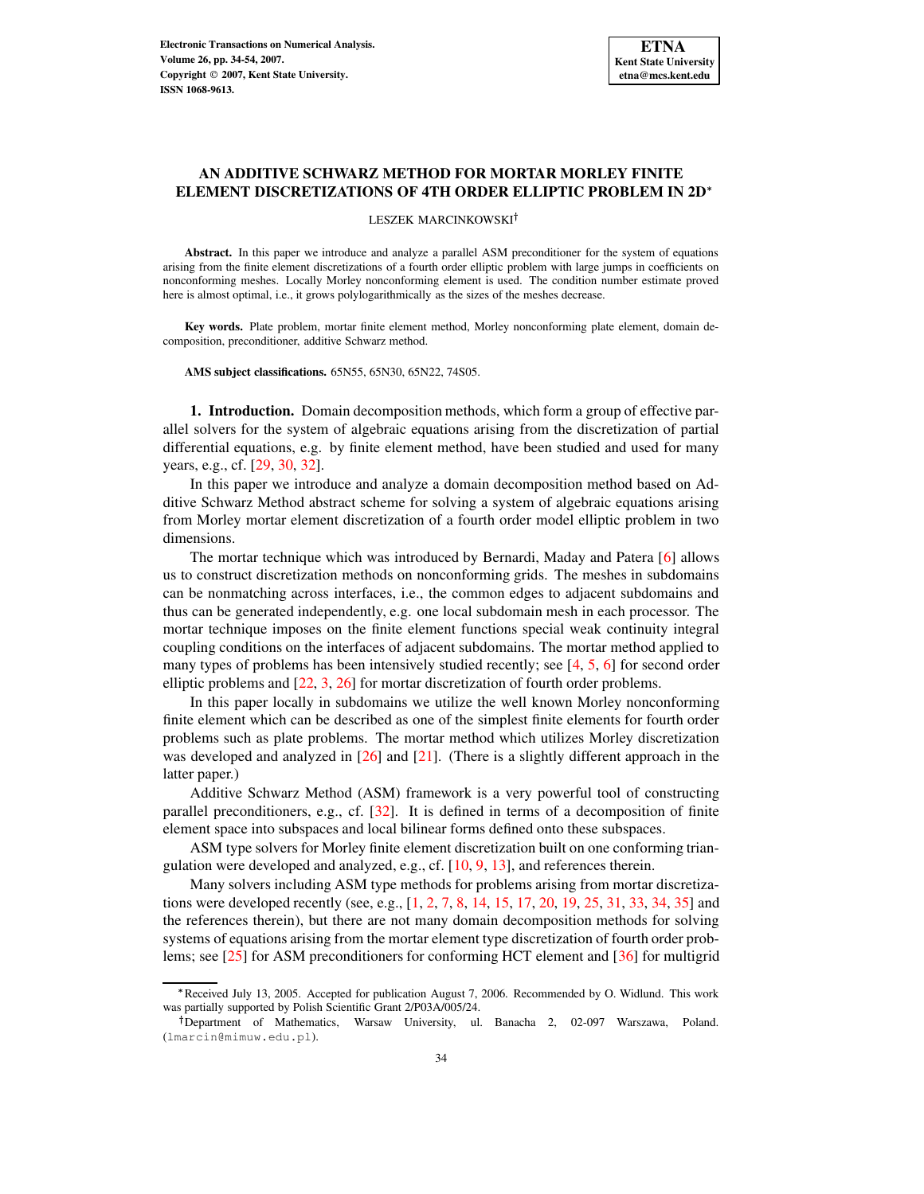# AN ADDITIVE SCHWARZ METHOD FOR MORTAR MORLEY FINITE ELEMENT DISCRETIZATIONS OF 4TH ORDER ELLIPTIC PROBLEM IN 2D*

LESZEK MARCINKOWSKI†

**Abstract.** In this paper we introduce and analyze a parallel ASM preconditioner for the system of equations arising from the finite element discretizations of a fourth order elliptic problem with large jumps in coefficients on nonconforming meshes. Locally Morley nonconforming element is used. The condition number estimate proved here is almost optimal, i.e., it grows polylogarithmically as the sizes of the meshes decrease.

**Key words.** Plate problem, mortar finite element method, Morley nonconforming plate element, domain decomposition, preconditioner, additive Schwarz method.

**AMS subject classifications.** 65N55, 65N30, 65N22, 74S05.

## 1. Introduction.

Domain decomposition methods, which form a group of effective parallel solvers for the system of algebraic equations arising from the discretization of partial differential equations, e.g. by finite element method, have been studied and used for many years, e.g., cf. [29, 30, 32].

In this paper we introduce and analyze a domain decomposition method based on Additive Schwarz Method abstract scheme for solving a system of algebraic equations arising from Morley mortar element discretization of a fourth order model elliptic problem in two dimensions.

The mortar technique which was introduced by Bernardi, Maday and Patera [6] allows us to construct discretization methods on nonconforming grids. The meshes in subdomains can be nonmatching across interfaces, i.e., the common edges to adjacent subdomains and thus can be generated independently, e.g. one local subdomain mesh in each processor. The mortar technique imposes on the finite element functions special weak continuity integral coupling conditions on the interfaces of adjacent subdomains. The mortar method applied to many types of problems has been intensively studied recently; see [4, 5, 6] for second order elliptic problems and [22, 3, 26] for mortar discretization of fourth order problems.

In this paper locally in subdomains we utilize the well known Morley nonconforming finite element which can be described as one of the simplest finite elements for fourth order problems such as plate problems. The mortar method which utilizes Morley discretization was developed and analyzed in [26] and [21]. (There is a slightly different approach in the latter paper.)

Additive Schwarz Method (ASM) framework is a very powerful tool of constructing parallel preconditioners, e.g., cf. [32]. It is defined in terms of a decomposition of finite element space into subspaces and local bilinear forms defined onto these subspaces.

ASM type solvers for Morley finite element discretization built on one conforming triangulation were developed and analyzed, e.g., cf. [10, 9, 13], and references therein.

Many solvers including ASM type methods for problems arising from mortar discretizations were developed recently (see, e.g., [1, 2, 7, 8, 14, 15, 17, 20, 19, 25, 31, 33, 34, 35] and the references therein), but there are not many domain decomposition methods for solving systems of equations arising from the mortar element type discretization of fourth order problems; see [25] for ASM preconditioners for conforming HCT element and [36] for multigrid

---

*Received July 13, 2005. Accepted for publication August 7, 2006. Recommended by O. Widlund. This work was partially supported by Polish Scientific Grant 2/P03A/005/24.

†Department of Mathematics, Warsaw University, ul. Banacha 2, 02-097 Warszawa, Poland. (lmarcin@mimuw.edu.pl).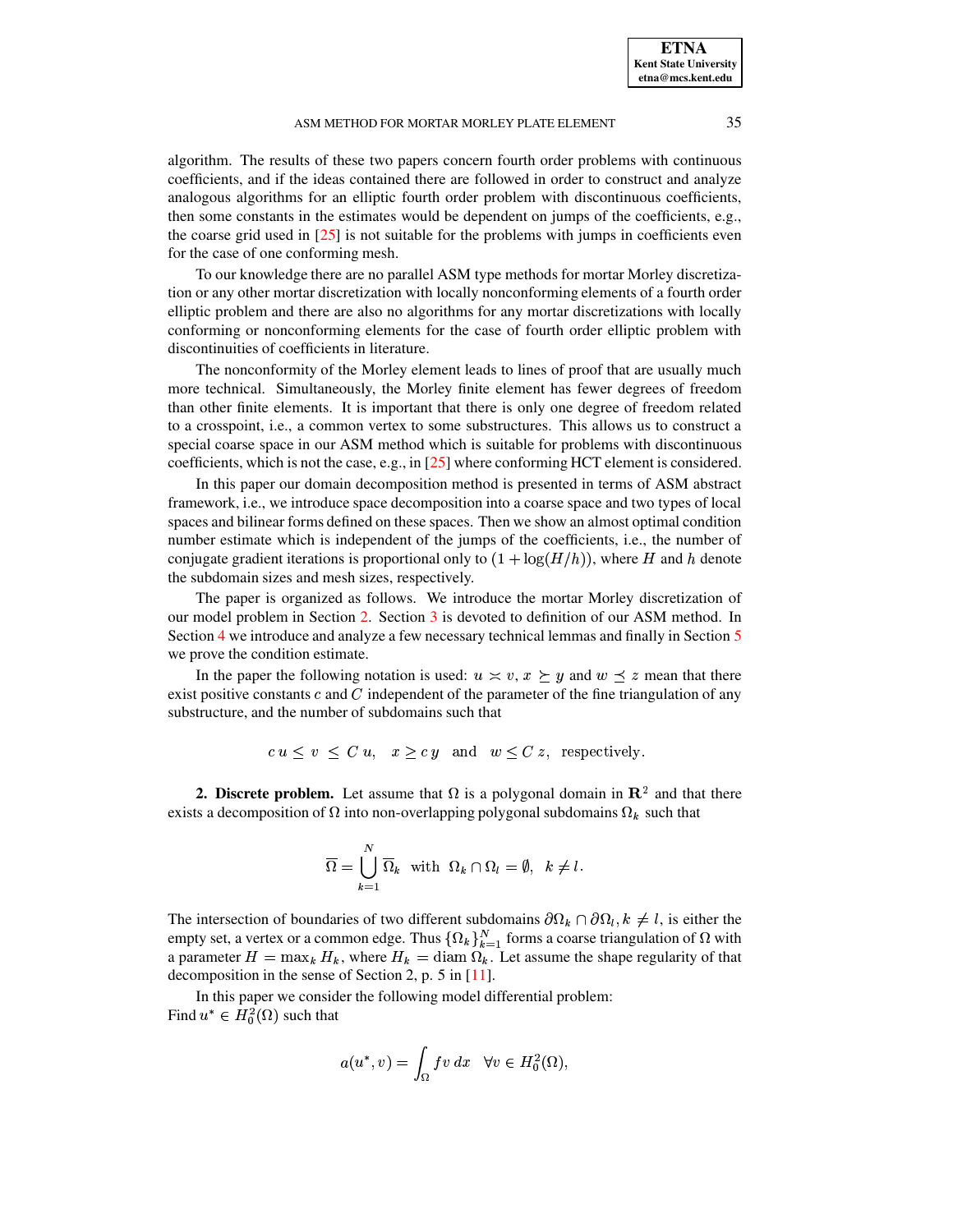algorithm. The results of these two papers concern fourth order problems with continuous coefficients, and if the ideas contained there are followed in order to construct and analyze analogous algorithms for an elliptic fourth order problem with discontinuous coefficients, then some constants in the estimates would be dependent on jumps of the coefficients, e.g., the coarse grid used in [25] is not suitable for the problems with jumps in coefficients even for the case of one conforming mesh.

To our knowledge there are no parallel ASM type methods for mortar Morley discretization or any other mortar discretization with locally nonconforming elements of a fourth order elliptic problem and there are also no algorithms for any mortar discretizations with locally conforming or nonconforming elements for the case of fourth order elliptic problem with discontinuities of coefficients in literature.

The nonconformity of the Morley element leads to lines of proof that are usually much more technical. Simultaneously, the Morley finite element has fewer degrees of freedom than other finite elements. It is important that there is only one degree of freedom related to a crosspoint, i.e., a common vertex to some substructures. This allows us to construct a special coarse space in our ASM method which is suitable for problems with discontinuous coefficients, which is not the case, e.g., in [25] where conforming HCT element is considered.

In this paper our domain decomposition method is presented in terms of ASM abstract framework, i.e., we introduce space decomposition into a coarse space and two types of local spaces and bilinear forms defined on these spaces. Then we show an almost optimal condition number estimate which is independent of the jumps of the coefficients, i.e., the number of conjugate gradient iterations is proportional only to $(1 + \log(H/h))$, where $H$ and $h$ denote the subdomain sizes and mesh sizes, respectively.

The paper is organized as follows. We introduce the mortar Morley discretization of our model problem in Section 2. Section 3 is devoted to definition of our ASM method. In Section 4 we introduce and analyze a few necessary technical lemmas and finally in Section 5 we prove the condition estimate.

In the paper the following notation is used: $u \asymp v$, $x \succeq y$ and $w \preceq z$ mean that there exist positive constants $c$ and $C$ independent of the parameter of the fine triangulation of any substructure, and the number of subdomains such that

$$c\, u \leq v \ \leq C\, u, \quad x \geq c\, y \quad \text{and} \quad w \leq C\, z, \ \text{ respectively}.$$

## 2. Discrete problem.

Let assume that $\Omega$ is a polygonal domain in $\mathbf{R}^2$ and that there exists a decomposition of $\Omega$ into non-overlapping polygonal subdomains $\Omega_k$ such that

$$\overline{\Omega} = \bigcup_{k=1}^{N} \overline{\Omega}_k \ \text{ with } \ \Omega_k \cap \Omega_l = \emptyset, \ \ k \neq l.$$

The intersection of boundaries of two different subdomains $\partial\Omega_k \cap \partial\Omega_l, k \neq l$, is either the empty set, a vertex or a common edge. Thus $\{\Omega_k\}_{k=1}^N$ forms a coarse triangulation of $\Omega$ with a parameter $H = \max_k H_k$, where $H_k = \operatorname{diam} \Omega_k$. Let assume the shape regularity of that decomposition in the sense of Section 2, p. 5 in [11].

In this paper we consider the following model differential problem:
Find $u^* \in H_0^2(\Omega)$ such that

$$a(u^*, v) = \int_\Omega f v \, dx \quad \forall v \in H_0^2(\Omega),$$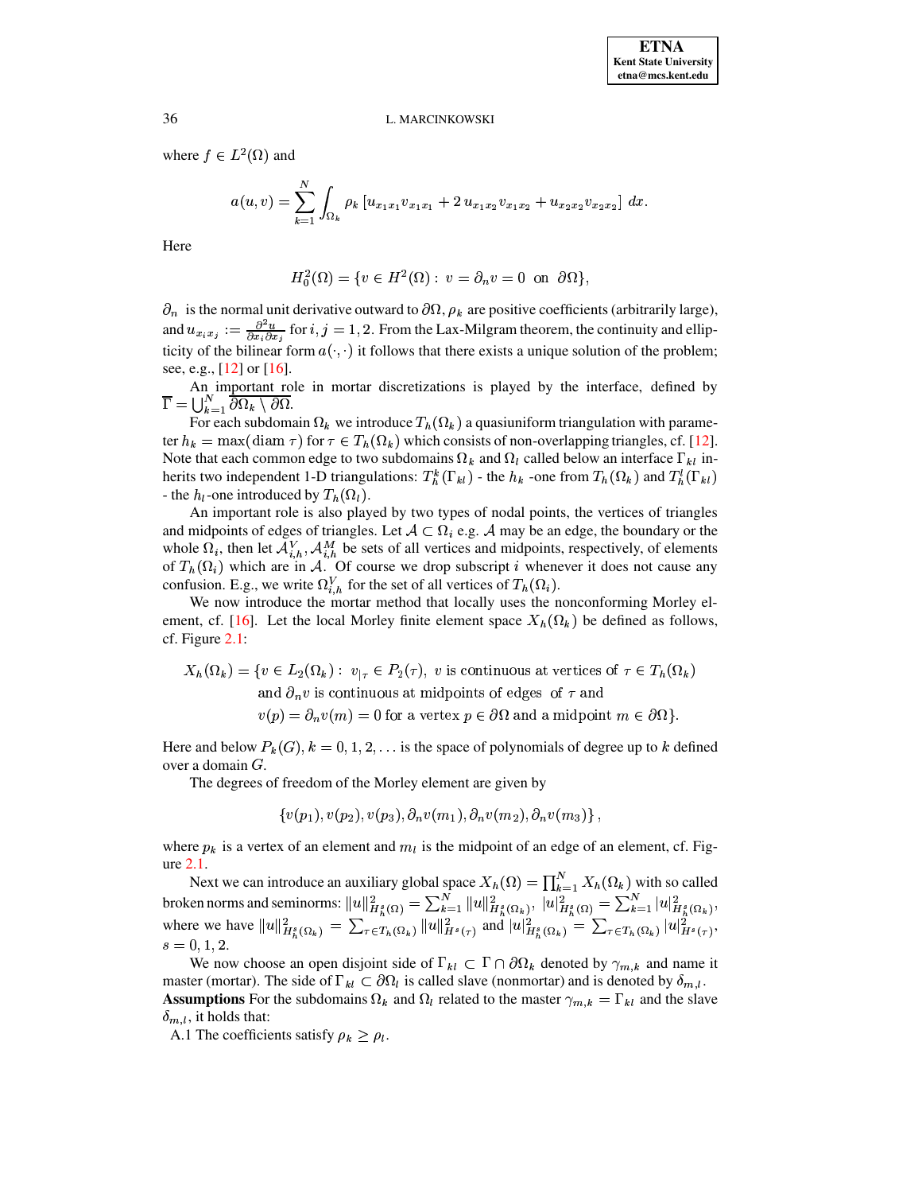where $f \in L^2(\Omega)$ and

$$a(u,v) = \sum_{k=1}^{N} \int_{\Omega_k} \rho_k \left[ u_{x_1x_1} v_{x_1x_1} + 2\, u_{x_1x_2} v_{x_1x_2} + u_{x_2x_2} v_{x_2x_2} \right] \, dx.$$

Here

$$H_0^2(\Omega) = \{ v \in H^2(\Omega) : \; v = \partial_n v = 0 \;\text{ on }\; \partial\Omega \},$$

$\partial_n$ is the normal unit derivative outward to $\partial\Omega$, $\rho_k$ are positive coefficients (arbitrarily large), and $u_{x_ix_j} := \frac{\partial^2 u}{\partial x_i \partial x_j}$ for $i,j = 1,2$. From the Lax-Milgram theorem, the continuity and ellipticity of the bilinear form $a(\cdot,\cdot)$ it follows that there exists a unique solution of the problem; see, e.g., [12] or [16].

An important role in mortar discretizations is played by the interface, defined by $\overline{\Gamma} = \bigcup_{k=1}^{N} \overline{\partial\Omega_k \setminus \partial\Omega}$.

For each subdomain $\Omega_k$ we introduce $T_h(\Omega_k)$ a quasiuniform triangulation with parameter $h_k = \max(\operatorname{diam} \tau)$ for $\tau \in T_h(\Omega_k)$ which consists of non-overlapping triangles, cf. [12]. Note that each common edge to two subdomains $\Omega_k$ and $\Omega_l$ called below an interface $\Gamma_{kl}$ inherits two independent 1-D triangulations: $T_h^k(\Gamma_{kl})$ - the $h_k$ -one from $T_h(\Omega_k)$ and $T_h^l(\Gamma_{kl})$ - the $h_l$-one introduced by $T_h(\Omega_l)$.

An important role is also played by two types of nodal points, the vertices of triangles and midpoints of edges of triangles. Let $\mathcal{A} \subset \Omega_i$ e.g. $\mathcal{A}$ may be an edge, the boundary or the whole $\Omega_i$, then let $\mathcal{A}_{i,h}^V, \mathcal{A}_{i,h}^M$ be sets of all vertices and midpoints, respectively, of elements of $T_h(\Omega_i)$ which are in $\mathcal{A}$. Of course we drop subscript $i$ whenever it does not cause any confusion. E.g., we write $\Omega_{i,h}^V$ for the set of all vertices of $T_h(\Omega_i)$.

We now introduce the mortar method that locally uses the nonconforming Morley element, cf. [16]. Let the local Morley finite element space $X_h(\Omega_k)$ be defined as follows, cf. Figure 2.1:

$$\begin{aligned} X_h(\Omega_k) = \{ v \in L_2(\Omega_k) : \; & v_{|\tau} \in P_2(\tau), \; v \text{ is continuous at vertices of } \tau \in T_h(\Omega_k) \\ & \text{and } \partial_n v \text{ is continuous at midpoints of edges of } \tau \text{ and} \\ & v(p) = \partial_n v(m) = 0 \text{ for a vertex } p \in \partial\Omega \text{ and a midpoint } m \in \partial\Omega \}. \end{aligned}$$

Here and below $P_k(G), k = 0,1,2,\ldots$ is the space of polynomials of degree up to $k$ defined over a domain $G$.

The degrees of freedom of the Morley element are given by

$$\{ v(p_1), v(p_2), v(p_3), \partial_n v(m_1), \partial_n v(m_2), \partial_n v(m_3) \},$$

where $p_k$ is a vertex of an element and $m_l$ is the midpoint of an edge of an element, cf. Figure 2.1.

Next we can introduce an auxiliary global space $X_h(\Omega) = \prod_{k=1}^{N} X_h(\Omega_k)$ with so called broken norms and seminorms: $\|u\|_{H_h^s(\Omega)}^2 = \sum_{k=1}^{N} \|u\|_{H_h^s(\Omega_k)}^2$, $|u|_{H_h^s(\Omega)}^2 = \sum_{k=1}^{N} |u|_{H_h^s(\Omega_k)}^2$, where we have $\|u\|_{H_h^s(\Omega_k)}^2 = \sum_{\tau \in T_h(\Omega_k)} \|u\|_{H^s(\tau)}^2$ and $|u|_{H_h^s(\Omega_k)}^2 = \sum_{\tau \in T_h(\Omega_k)} |u|_{H^s(\tau)}^2$, $s = 0,1,2$.

We now choose an open disjoint side of $\Gamma_{kl} \subset \Gamma \cap \partial\Omega_k$ denoted by $\gamma_{m,k}$ and name it master (mortar). The side of $\Gamma_{kl} \subset \partial\Omega_l$ is called slave (nonmortar) and is denoted by $\delta_{m,l}$.

**Assumptions** For the subdomains $\Omega_k$ and $\Omega_l$ related to the master $\gamma_{m,k} = \Gamma_{kl}$ and the slave $\delta_{m,l}$, it holds that:

A.1 The coefficients satisfy $\rho_k \geq \rho_l$.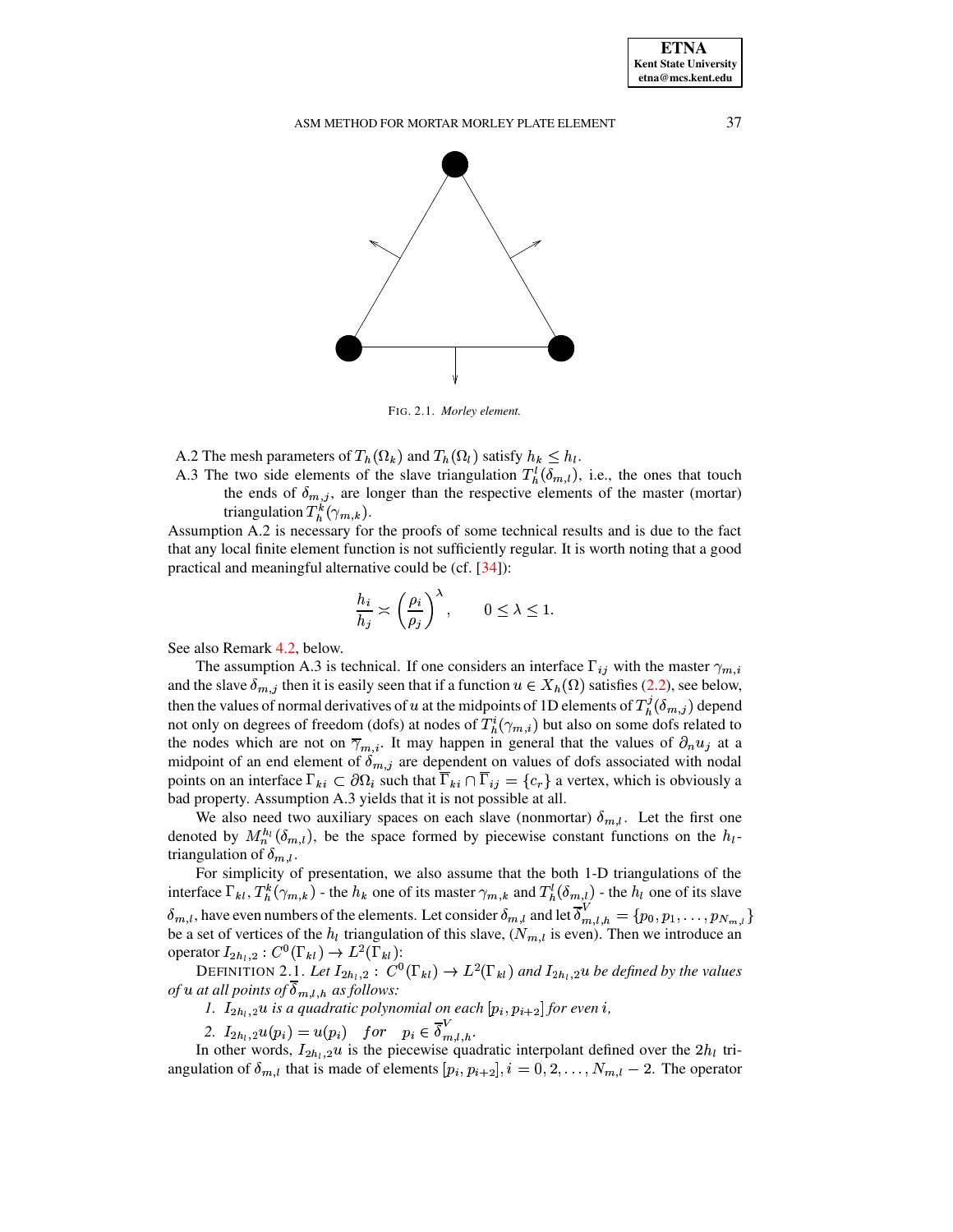FIG. 2.1. *Morley element.*

A.2 The mesh parameters of $T_h(\Omega_k)$ and $T_h(\Omega_l)$ satisfy $h_k \leq h_l$.

A.3 The two side elements of the slave triangulation $T_h^l(\delta_{m,l})$, i.e., the ones that touch the ends of $\delta_{m,j}$, are longer than the respective elements of the master (mortar) triangulation $T_h^k(\gamma_{m,k})$.

Assumption A.2 is necessary for the proofs of some technical results and is due to the fact that any local finite element function is not sufficiently regular. It is worth noting that a good practical and meaningful alternative could be (cf. [34]):

$$\frac{h_i}{h_j} \asymp \left(\frac{\rho_i}{\rho_j}\right)^{\lambda}, \qquad 0 \leq \lambda \leq 1.$$

See also Remark 4.2, below.

The assumption A.3 is technical. If one considers an interface $\Gamma_{ij}$ with the master $\gamma_{m,i}$ and the slave $\delta_{m,j}$ then it is easily seen that if a function $u \in X_h(\Omega)$ satisfies (2.2), see below, then the values of normal derivatives of $u$ at the midpoints of 1D elements of $T_h^j(\delta_{m,j})$ depend not only on degrees of freedom (dofs) at nodes of $T_h^i(\gamma_{m,i})$ but also on some dofs related to the nodes which are not on $\overline{\gamma}_{m,i}$. It may happen in general that the values of $\partial_n u_j$ at a midpoint of an end element of $\delta_{m,j}$ are dependent on values of dofs associated with nodal points on an interface $\Gamma_{ki} \subset \partial\Omega_i$ such that $\overline{\Gamma}_{ki} \cap \overline{\Gamma}_{ij} = \{c_r\}$ a vertex, which is obviously a bad property. Assumption A.3 yields that it is not possible at all.

We also need two auxiliary spaces on each slave (nonmortar) $\delta_{m,l}$. Let the first one denoted by $M_n^{h_l}(\delta_{m,l})$, be the space formed by piecewise constant functions on the $h_l$-triangulation of $\delta_{m,l}$.

For simplicity of presentation, we also assume that the both 1-D triangulations of the interface $\Gamma_{kl}$, $T_h^k(\gamma_{m,k})$ - the $h_k$ one of its master $\gamma_{m,k}$ and $T_h^l(\delta_{m,l})$ - the $h_l$ one of its slave $\delta_{m,l}$, have even numbers of the elements. Let consider $\delta_{m,l}$ and let $\overline{\delta}_{m,l,h}^V = \{p_0, p_1, \ldots, p_{N_{m,l}}\}$ be a set of vertices of the $h_l$ triangulation of this slave, ($N_{m,l}$ is even). Then we introduce an operator $I_{2h_l,2} : C^0(\Gamma_{kl}) \to L^2(\Gamma_{kl})$:

DEFINITION 2.1. *Let $I_{2h_l,2} : C^0(\Gamma_{kl}) \to L^2(\Gamma_{kl})$ and $I_{2h_l,2}u$ be defined by the values of $u$ at all points of $\overline{\delta}_{m,l,h}$ as follows:*

1. *$I_{2h_l,2}u$ is a quadratic polynomial on each $[p_i, p_{i+2}]$ for even $i$,*
2. *$I_{2h_l,2}u(p_i) = u(p_i) \quad for \quad p_i \in \overline{\delta}_{m,l,h}^V$.*

In other words, $I_{2h_l,2}u$ is the piecewise quadratic interpolant defined over the $2h_l$ triangulation of $\delta_{m,l}$ that is made of elements $[p_i, p_{i+2}], i = 0, 2, \ldots, N_{m,l} - 2$. The operator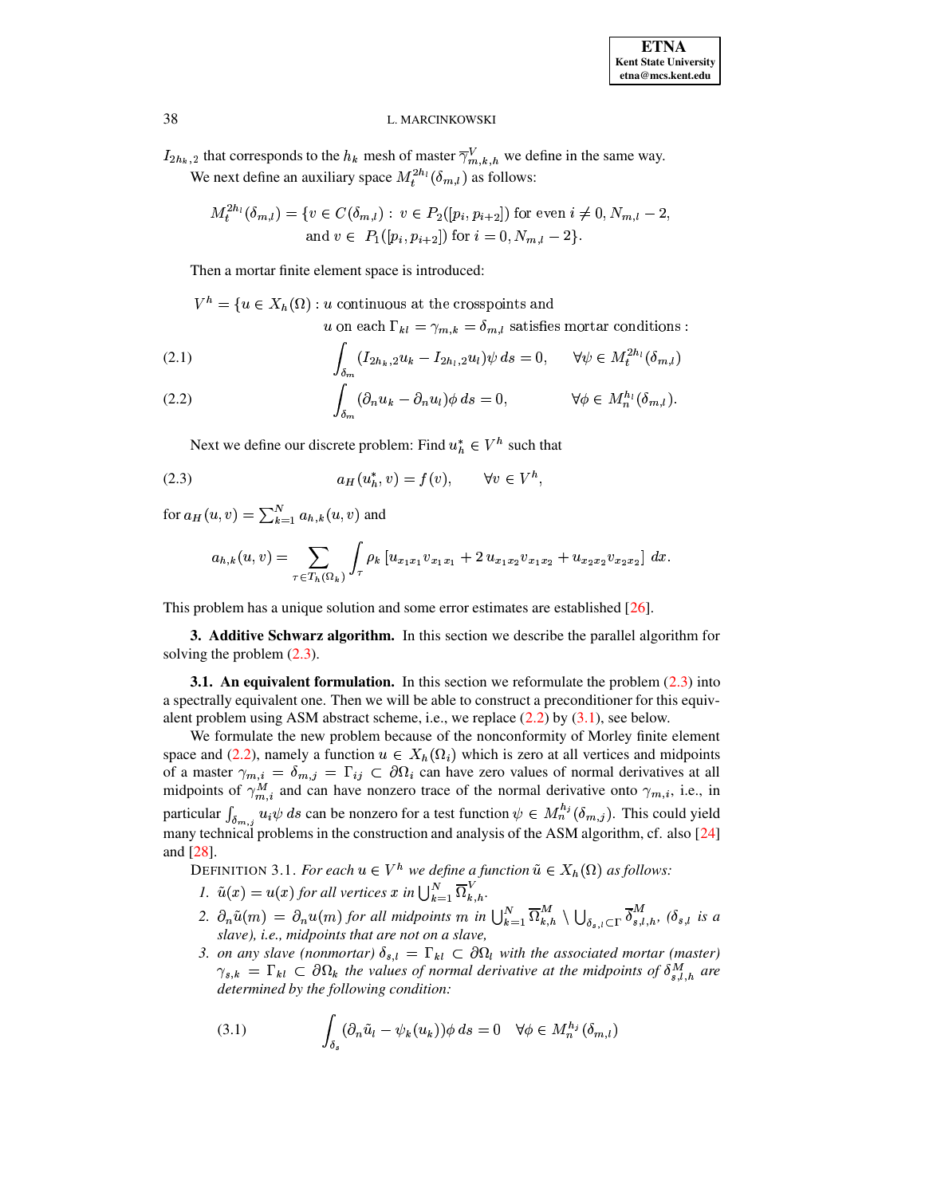$I_{2h_k,2}$ that corresponds to the $h_k$ mesh of master $\overline{\gamma}^V_{m,k,h}$ we define in the same way.

We next define an auxiliary space $M_t^{2h_l}(\delta_{m,l})$ as follows:

$$M_t^{2h_l}(\delta_{m,l}) = \{v \in C(\delta_{m,l}) : \, v \in P_2([p_i, p_{i+2}]) \text{ for even } i \neq 0, N_{m,l} - 2, \\ \text{and } v \in \; P_1([p_i, p_{i+2}]) \text{ for } i = 0, N_{m,l} - 2\}.$$

Then a mortar finite element space is introduced:

$$V^h = \{u \in X_h(\Omega) : u \text{ continuous at the crosspoints and} \\ u \text{ on each } \Gamma_{kl} = \gamma_{m,k} = \delta_{m,l} \text{ satisfies mortar conditions}:$$

$$\int_{\delta_m} (I_{2h_k,2} u_k - I_{2h_l,2} u_l)\psi \, ds = 0, \qquad \forall \psi \in M_t^{2h_l}(\delta_{m,l}) \tag{2.1}$$

$$\int_{\delta_m} (\partial_n u_k - \partial_n u_l)\phi \, ds = 0, \qquad \forall \phi \in M_n^{h_l}(\delta_{m,l}). \tag{2.2}$$

Next we define our discrete problem: Find $u_h^* \in V^h$ such that

$$a_H(u_h^*, v) = f(v), \qquad \forall v \in V^h, \tag{2.3}$$

for $a_H(u,v) = \sum_{k=1}^N a_{h,k}(u,v)$ and

$$a_{h,k}(u,v) = \sum_{\tau \in T_h(\Omega_k)} \int_\tau \rho_k \left[u_{x_1x_1} v_{x_1x_1} + 2\, u_{x_1x_2} v_{x_1x_2} + u_{x_2x_2} v_{x_2x_2}\right] \, dx.$$

This problem has a unique solution and some error estimates are established [26].

## 3. Additive Schwarz algorithm.

In this section we describe the parallel algorithm for solving the problem (2.3).

### 3.1. An equivalent formulation.

In this section we reformulate the problem (2.3) into a spectrally equivalent one. Then we will be able to construct a preconditioner for this equivalent problem using ASM abstract scheme, i.e., we replace (2.2) by (3.1), see below.

We formulate the new problem because of the nonconformity of Morley finite element space and (2.2), namely a function $u \in X_h(\Omega_i)$ which is zero at all vertices and midpoints of a master $\gamma_{m,i} = \delta_{m,j} = \Gamma_{ij} \subset \partial\Omega_i$ can have zero values of normal derivatives at all midpoints of $\gamma^M_{m,i}$ and can have nonzero trace of the normal derivative onto $\gamma_{m,i}$, i.e., in particular $\int_{\delta_{m,j}} u_i \psi \, ds$ can be nonzero for a test function $\psi \in M_n^{h_j}(\delta_{m,j})$. This could yield many technical problems in the construction and analysis of the ASM algorithm, cf. also [24] and [28].

DEFINITION 3.1. *For each $u \in V^h$ we define a function $\tilde{u} \in X_h(\Omega)$ as follows:*

1. *$\tilde{u}(x) = u(x)$ for all vertices $x$ in $\bigcup_{k=1}^N \overline{\Omega}^V_{k,h}$.*
2. *$\partial_n \tilde{u}(m) = \partial_n u(m)$ for all midpoints $m$ in $\bigcup_{k=1}^N \overline{\Omega}^M_{k,h} \setminus \bigcup_{\delta_{s,l} \subset \Gamma} \overline{\delta}^M_{s,l,h}$, ($\delta_{s,l}$ is a slave), i.e., midpoints that are not on a slave,*
3. *on any slave (nonmortar) $\delta_{s,l} = \Gamma_{kl} \subset \partial\Omega_l$ with the associated mortar (master) $\gamma_{s,k} = \Gamma_{kl} \subset \partial\Omega_k$ the values of normal derivative at the midpoints of $\delta^M_{s,l,h}$ are determined by the following condition:*

$$\int_{\delta_s} (\partial_n \tilde{u}_l - \psi_k(u_k))\phi \, ds = 0 \quad \forall \phi \in M_n^{h_j}(\delta_{m,l}) \tag{3.1}$$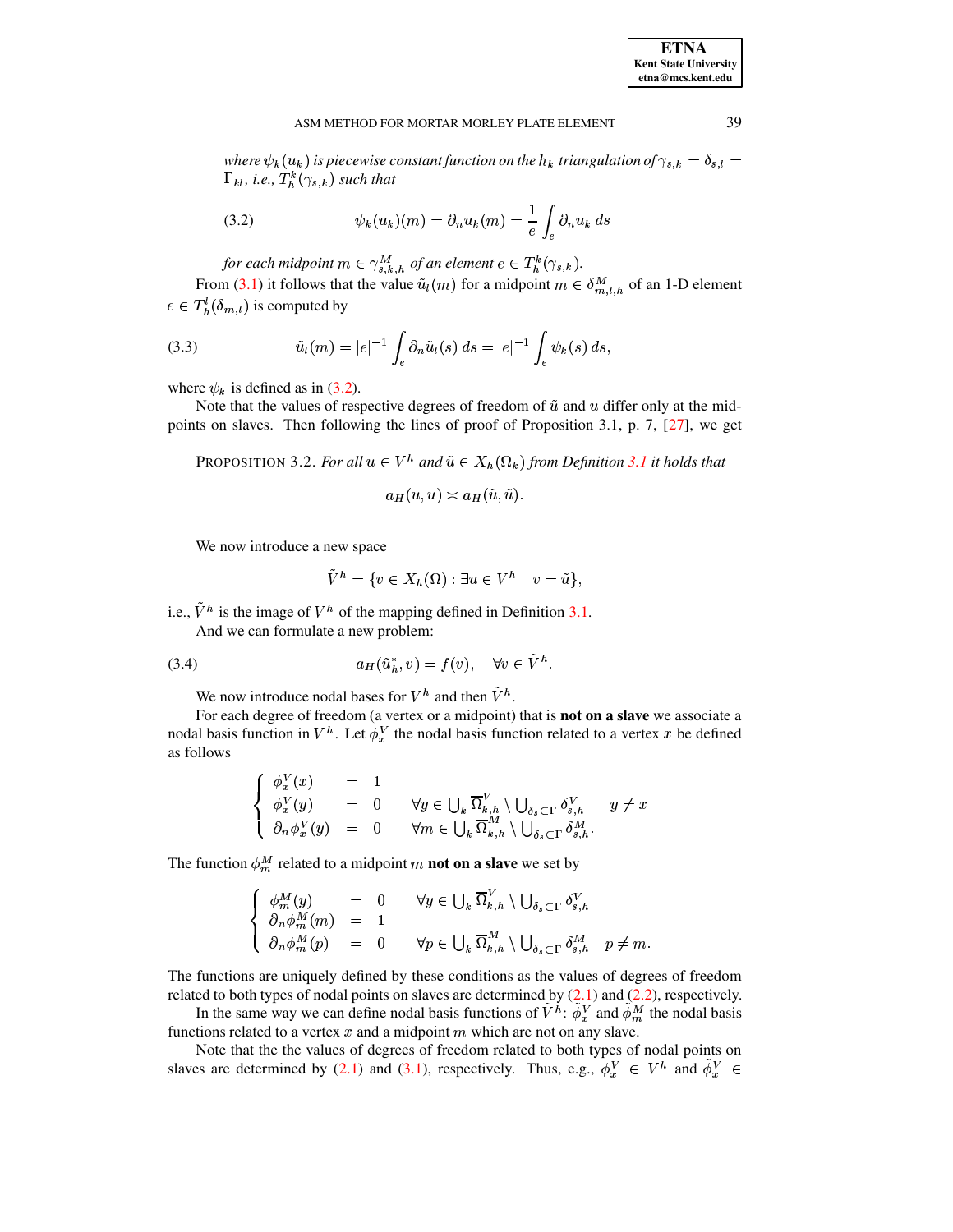*where $\psi_k(u_k)$ is piecewise constant function on the $h_k$ triangulation of $\gamma_{s,k} = \delta_{s,l} = \Gamma_{kl}$, i.e., $T_h^k(\gamma_{s,k})$ such that*

$$\psi_k(u_k)(m) = \partial_n u_k(m) = \frac{1}{e}\int_e \partial_n u_k \, ds \tag{3.2}$$

*for each midpoint $m \in \gamma^M_{s,k,h}$ of an element $e \in T_h^k(\gamma_{s,k})$.*

From (3.1) it follows that the value $\tilde{u}_l(m)$ for a midpoint $m \in \delta^M_{m,l,h}$ of an 1-D element $e \in T_h^l(\delta_{m,l})$ is computed by

$$\tilde{u}_l(m) = |e|^{-1}\int_e \partial_n \tilde{u}_l(s)\, ds = |e|^{-1}\int_e \psi_k(s)\, ds, \tag{3.3}$$

where $\psi_k$ is defined as in (3.2).

Note that the values of respective degrees of freedom of $\tilde{u}$ and $u$ differ only at the midpoints on slaves. Then following the lines of proof of Proposition 3.1, p. 7, [27], we get

PROPOSITION 3.2. *For all $u \in V^h$ and $\tilde{u} \in X_h(\Omega_k)$ from Definition 3.1 it holds that*

$$a_H(u,u) \asymp a_H(\tilde{u},\tilde{u}).$$

We now introduce a new space

$$\tilde{V}^h = \{v \in X_h(\Omega) : \exists u \in V^h \quad v = \tilde{u}\},$$

i.e., $\tilde{V}^h$ is the image of $V^h$ of the mapping defined in Definition 3.1.

And we can formulate a new problem:

$$a_H(\tilde{u}^*_h, v) = f(v), \quad \forall v \in \tilde{V}^h. \tag{3.4}$$

We now introduce nodal bases for $V^h$ and then $\tilde{V}^h$.

For each degree of freedom (a vertex or a midpoint) that is **not on a slave** we associate a nodal basis function in $V^h$. Let $\phi^V_x$ the nodal basis function related to a vertex $x$ be defined as follows

$$\begin{cases} \phi^V_x(x) &= 1 \\ \phi^V_x(y) &= 0 \qquad \forall y \in \bigcup_k \overline{\Omega}^V_{k,h} \setminus \bigcup_{\delta_s \subset \Gamma} \delta^V_{s,h} \qquad y \neq x \\ \partial_n \phi^V_x(y) &= 0 \qquad \forall m \in \bigcup_k \overline{\Omega}^M_{k,h} \setminus \bigcup_{\delta_s \subset \Gamma} \delta^M_{s,h}. \end{cases}$$

The function $\phi^M_m$ related to a midpoint $m$ **not on a slave** we set by

$$\begin{cases} \phi^M_m(y) &= 0 \qquad \forall y \in \bigcup_k \overline{\Omega}^V_{k,h} \setminus \bigcup_{\delta_s \subset \Gamma} \delta^V_{s,h} \\ \partial_n \phi^M_m(m) &= 1 \\ \partial_n \phi^M_m(p) &= 0 \qquad \forall p \in \bigcup_k \overline{\Omega}^M_{k,h} \setminus \bigcup_{\delta_s \subset \Gamma} \delta^M_{s,h} \quad p \neq m. \end{cases}$$

The functions are uniquely defined by these conditions as the values of degrees of freedom related to both types of nodal points on slaves are determined by (2.1) and (2.2), respectively.

In the same way we can define nodal basis functions of $\tilde{V}^h$: $\tilde{\phi}^V_x$ and $\tilde{\phi}^M_m$ the nodal basis functions related to a vertex $x$ and a midpoint $m$ which are not on any slave.

Note that the the values of degrees of freedom related to both types of nodal points on slaves are determined by (2.1) and (3.1), respectively. Thus, e.g., $\phi^V_x \in V^h$ and $\tilde{\phi}^V_x \in$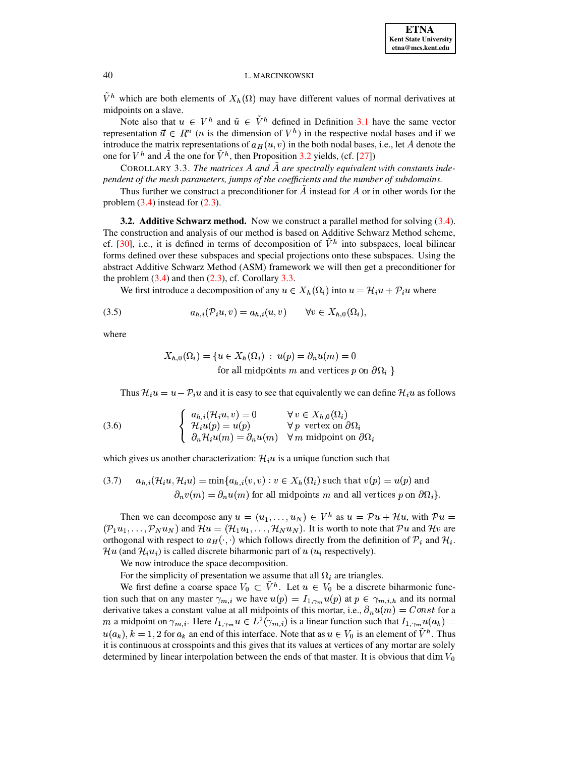$\tilde{V}^h$ which are both elements of $X_h(\Omega)$ may have different values of normal derivatives at midpoints on a slave.

Note also that $u \in V^h$ and $\tilde{u} \in \tilde{V}^h$ defined in Definition 3.1 have the same vector representation $\vec{u} \in R^n$ ($n$ is the dimension of $V^h$) in the respective nodal bases and if we introduce the matrix representations of $a_H(u, v)$ in the both nodal bases, i.e., let $A$ denote the one for $V^h$ and $\tilde{A}$ the one for $\tilde{V}^h$, then Proposition 3.2 yields, (cf. [27])

COROLLARY 3.3. *The matrices $A$ and $\tilde{A}$ are spectrally equivalent with constants independent of the mesh parameters, jumps of the coefficients and the number of subdomains.*

Thus further we construct a preconditioner for $\tilde{A}$ instead for $A$ or in other words for the problem (3.4) instead for (2.3).

**3.2. Additive Schwarz method.** Now we construct a parallel method for solving (3.4). The construction and analysis of our method is based on Additive Schwarz Method scheme, cf. [30], i.e., it is defined in terms of decomposition of $\tilde{V}^h$ into subspaces, local bilinear forms defined over these subspaces and special projections onto these subspaces. Using the abstract Additive Schwarz Method (ASM) framework we will then get a preconditioner for the problem (3.4) and then (2.3), cf. Corollary 3.3.

We first introduce a decomposition of any $u \in X_h(\Omega_i)$ into $u = \mathcal{H}_i u + \mathcal{P}_i u$ where

$$a_{h,i}(\mathcal{P}_i u, v) = a_{h,i}(u, v) \qquad \forall v \in X_{h,0}(\Omega_i), \tag{3.5}$$

where

$$X_{h,0}(\Omega_i) = \{u \in X_h(\Omega_i) \;:\; u(p) = \partial_n u(m) = 0 \text{ for all midpoints } m \text{ and vertices } p \text{ on } \partial\Omega_i \;\}$$

Thus $\mathcal{H}_i u = u - \mathcal{P}_i u$ and it is easy to see that equivalently we can define $\mathcal{H}_i u$ as follows

$$\begin{cases} a_{h,i}(\mathcal{H}_i u, v) = 0 & \forall\, v \in X_{h,0}(\Omega_i) \\ \mathcal{H}_i u(p) = u(p) & \forall\, p \text{ vertex on } \partial\Omega_i \\ \partial_n \mathcal{H}_i u(m) = \partial_n u(m) & \forall\, m \text{ midpoint on } \partial\Omega_i \end{cases} \tag{3.6}$$

which gives us another characterization: $\mathcal{H}_i u$ is a unique function such that

$$a_{h,i}(\mathcal{H}_i u, \mathcal{H}_i u) = \min\{a_{h,i}(v, v) : v \in X_h(\Omega_i) \text{ such that } v(p) = u(p) \text{ and } \partial_n v(m) = \partial_n u(m) \text{ for all midpoints } m \text{ and all vertices } p \text{ on } \partial\Omega_i\}. \tag{3.7}$$

Then we can decompose any $u = (u_1, \ldots, u_N) \in V^h$ as $u = \mathcal{P}u + \mathcal{H}u$, with $\mathcal{P}u = (\mathcal{P}_1 u_1, \ldots, \mathcal{P}_N u_N)$ and $\mathcal{H}u = (\mathcal{H}_1 u_1, \ldots, \mathcal{H}_N u_N)$. It is worth to note that $\mathcal{P}u$ and $\mathcal{H}v$ are orthogonal with respect to $a_H(\cdot, \cdot)$ which follows directly from the definition of $\mathcal{P}_i$ and $\mathcal{H}_i$. $\mathcal{H}u$ (and $\mathcal{H}_i u_i$) is called discrete biharmonic part of $u$ ($u_i$ respectively).

We now introduce the space decomposition.

For the simplicity of presentation we assume that all $\Omega_i$ are triangles.

We first define a coarse space $V_0 \subset \tilde{V}^h$. Let $u \in V_0$ be a discrete biharmonic function such that on any master $\gamma_{m,i}$ we have $u(p) = I_{1,\gamma_m} u(p)$ at $p \in \gamma_{m,i,h}$ and its normal derivative takes a constant value at all midpoints of this mortar, i.e., $\partial_n u(m) = Const$ for a $m$ a midpoint on $\gamma_{m,i}$. Here $I_{1,\gamma_m} u \in L^2(\gamma_{m,i})$ is a linear function such that $I_{1,\gamma_m} u(a_k) = u(a_k)$, $k = 1, 2$ for $a_k$ an end of this interface. Note that as $u \in V_0$ is an element of $\tilde{V}^h$. Thus it is continuous at crosspoints and this gives that its values at vertices of any mortar are solely determined by linear interpolation between the ends of that master. It is obvious that $\dim V_0$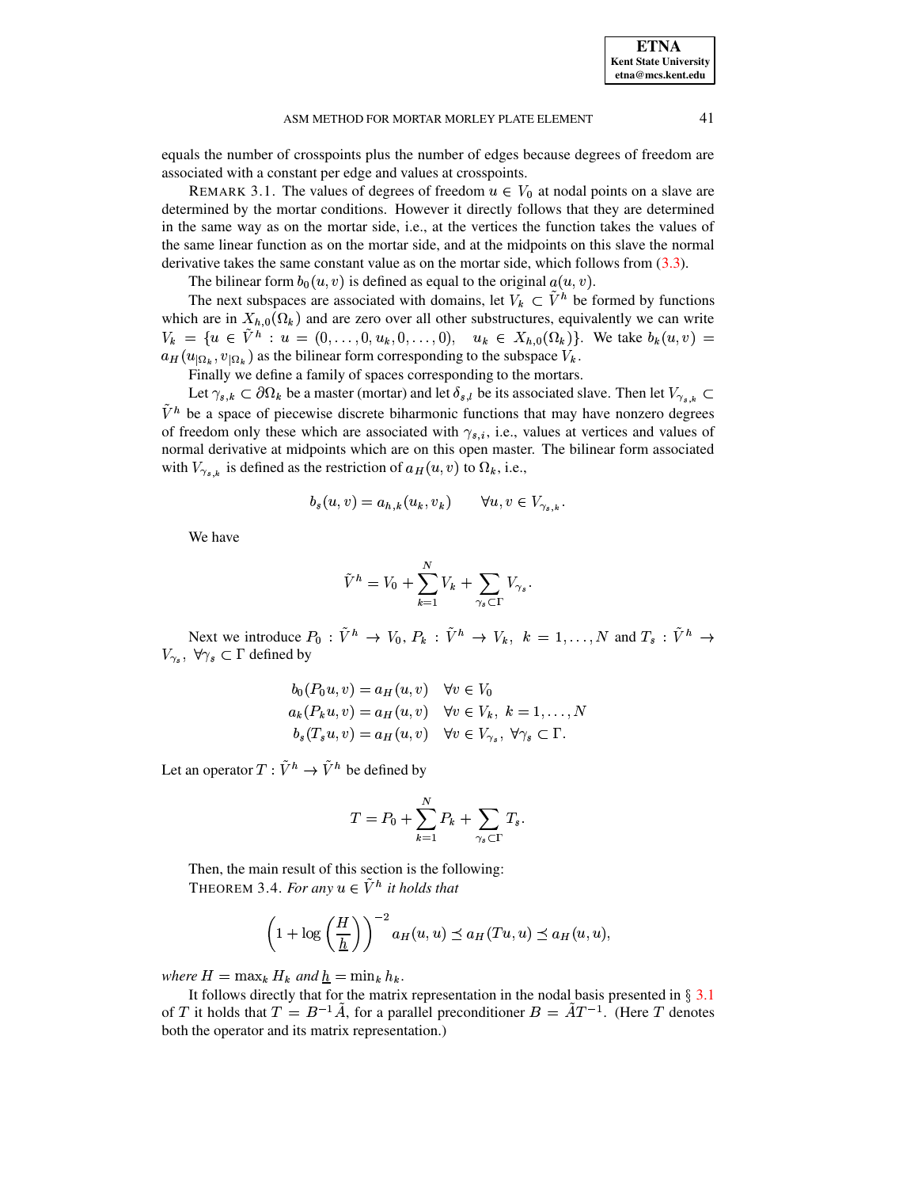equals the number of crosspoints plus the number of edges because degrees of freedom are associated with a constant per edge and values at crosspoints.

REMARK 3.1. The values of degrees of freedom $u \in V_0$ at nodal points on a slave are determined by the mortar conditions. However it directly follows that they are determined in the same way as on the mortar side, i.e., at the vertices the function takes the values of the same linear function as on the mortar side, and at the midpoints on this slave the normal derivative takes the same constant value as on the mortar side, which follows from (3.3).

The bilinear form $b_0(u, v)$ is defined as equal to the original $a(u, v)$.

The next subspaces are associated with domains, let $V_k \subset \tilde{V}^h$ be formed by functions which are in $X_{h,0}(\Omega_k)$ and are zero over all other substructures, equivalently we can write $V_k = \{u \in \tilde{V}^h : u = (0, \ldots, 0, u_k, 0, \ldots, 0), \quad u_k \in X_{h,0}(\Omega_k)\}$. We take $b_k(u, v) = a_H(u_{|\Omega_k}, v_{|\Omega_k})$ as the bilinear form corresponding to the subspace $V_k$.

Finally we define a family of spaces corresponding to the mortars.

Let $\gamma_{s,k} \subset \partial\Omega_k$ be a master (mortar) and let $\delta_{s,l}$ be its associated slave. Then let $V_{\gamma_{s,k}} \subset \tilde{V}^h$ be a space of piecewise discrete biharmonic functions that may have nonzero degrees of freedom only these which are associated with $\gamma_{s,i}$, i.e., values at vertices and values of normal derivative at midpoints which are on this open master. The bilinear form associated with $V_{\gamma_{s,k}}$ is defined as the restriction of $a_H(u, v)$ to $\Omega_k$, i.e.,

$$b_s(u, v) = a_{h,k}(u_k, v_k) \qquad \forall u, v \in V_{\gamma_{s,k}}.$$

We have

$$\tilde{V}^h = V_0 + \sum_{k=1}^{N} V_k + \sum_{\gamma_s \subset \Gamma} V_{\gamma_s}.$$

Next we introduce $P_0 : \tilde{V}^h \to V_0$, $P_k : \tilde{V}^h \to V_k, \ k = 1, \ldots, N$ and $T_s : \tilde{V}^h \to V_{\gamma_s}, \ \forall \gamma_s \subset \Gamma$ defined by

$$\begin{aligned} b_0(P_0 u, v) &= a_H(u, v) \quad \forall v \in V_0 \\ a_k(P_k u, v) &= a_H(u, v) \quad \forall v \in V_k, \ k = 1, \ldots, N \\ b_s(T_s u, v) &= a_H(u, v) \quad \forall v \in V_{\gamma_s}, \ \forall \gamma_s \subset \Gamma. \end{aligned}$$

Let an operator $T : \tilde{V}^h \to \tilde{V}^h$ be defined by

$$T = P_0 + \sum_{k=1}^{N} P_k + \sum_{\gamma_s \subset \Gamma} T_s.$$

Then, the main result of this section is the following:

THEOREM 3.4. *For any $u \in \tilde{V}^h$ it holds that*

$$\left(1 + \log\left(\frac{H}{\underline{h}}\right)\right)^{-2} a_H(u, u) \preceq a_H(Tu, u) \preceq a_H(u, u),$$

*where $H = \max_k H_k$ and $\underline{h} = \min_k h_k$.*

It follows directly that for the matrix representation in the nodal basis presented in § 3.1 of $T$ it holds that $T = B^{-1}\tilde{A}$, for a parallel preconditioner $B = \tilde{A}T^{-1}$. (Here $T$ denotes both the operator and its matrix representation.)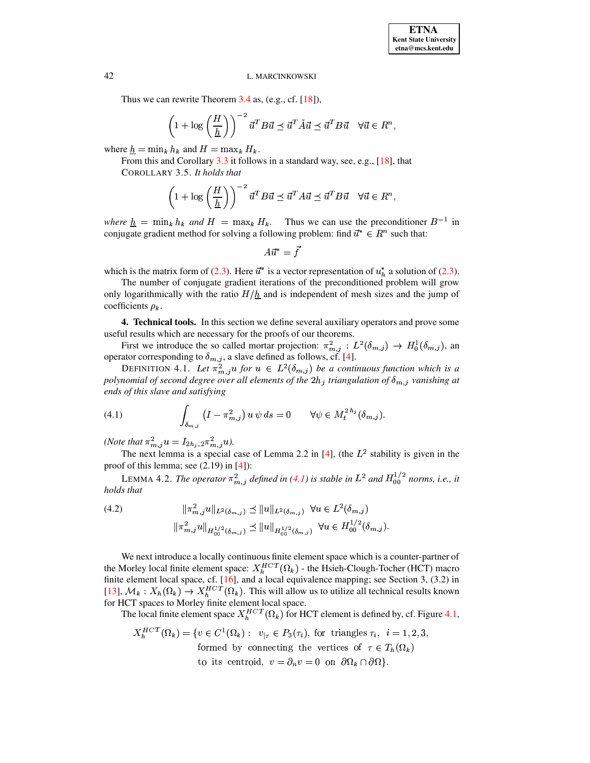Thus we can rewrite Theorem 3.4 as, (e.g., cf. [18]),

$$\left(1+\log\left(\frac{H}{\underline{h}}\right)\right)^{-2} \vec{u}^T B \vec{u} \preceq \vec{u}^T \tilde{A} \vec{u} \preceq \vec{u}^T B \vec{u} \quad \forall \vec{u} \in R^n,$$

where $\underline{h} = \min_k h_k$ and $H = \max_k H_k$.

From this and Corollary 3.3 it follows in a standard way, see, e.g., [18], that

COROLLARY 3.5. *It holds that*

$$\left(1+\log\left(\frac{H}{\underline{h}}\right)\right)^{-2} \vec{u}^T B \vec{u} \preceq \vec{u}^T A \vec{u} \preceq \vec{u}^T B \vec{u} \quad \forall \vec{u} \in R^n,$$

*where* $\underline{h} = \min_k h_k$ *and* $H = \max_k H_k$. Thus we can use the preconditioner $B^{-1}$ in conjugate gradient method for solving a following problem: find $\vec{u}^* \in R^n$ such that:

$$A\vec{u}^* = \vec{f}$$

which is the matrix form of (2.3). Here $\vec{u}^*$ is a vector representation of $u_h^*$ a solution of (2.3).

The number of conjugate gradient iterations of the preconditioned problem will grow only logarithmically with the ratio $H/\underline{h}$ and is independent of mesh sizes and the jump of coefficients $\rho_k$.

## 4. Technical tools.

In this section we define several auxiliary operators and prove some useful results which are necessary for the proofs of our theorems.

First we introduce the so called mortar projection: $\pi_{m,j}^2 : L^2(\delta_{m,j}) \to H_0^1(\delta_{m,j})$, an operator corresponding to $\delta_{m,j}$, a slave defined as follows, cf. [4].

DEFINITION 4.1. *Let $\pi_{m,j}^2 u$ for $u \in L^2(\delta_{m,j})$ be a continuous function which is a polynomial of second degree over all elements of the $2h_j$ triangulation of $\delta_{m,j}$ vanishing at ends of this slave and satisfying*

$$\int_{\delta_{m,j}} \left(I - \pi_{m,j}^2\right) u \, \psi \, ds = 0 \qquad \forall \psi \in M_t^{2h_j}(\delta_{m,j}). \tag{4.1}$$

*(Note that $\pi_{m,j}^2 u = I_{2h_j,2}\pi_{m,j}^2 u$).*

The next lemma is a special case of Lemma 2.2 in [4], (the $L^2$ stability is given in the proof of this lemma; see (2.19) in [4]):

LEMMA 4.2. *The operator $\pi_{m,j}^2$ defined in (4.1) is stable in $L^2$ and $H_{00}^{1/2}$ norms, i.e., it holds that*

$$\begin{aligned} \|\pi_{m,j}^2 u\|_{L^2(\delta_{m,j})} &\preceq \|u\|_{L^2(\delta_{m,j})} \quad \forall u \in L^2(\delta_{m,j}) \\ \|\pi_{m,j}^2 u\|_{H_{00}^{1/2}(\delta_{m,j})} &\preceq \|u\|_{H_{00}^{1/2}(\delta_{m,j})} \quad \forall u \in H_{00}^{1/2}(\delta_{m,j}). \end{aligned} \tag{4.2}$$

We next introduce a locally continuous finite element space which is a counter-partner of the Morley local finite element space: $X_h^{HCT}(\Omega_k)$ - the Hsieh-Clough-Tocher (HCT) macro finite element local space, cf. [16], and a local equivalence mapping; see Section 3, (3.2) in [13], $\mathcal{M}_k : X_h(\Omega_k) \to X_h^{HCT}(\Omega_k)$. This will allow us to utilize all technical results known for HCT spaces to Morley finite element local space.

The local finite element space $X_h^{HCT}(\Omega_k)$ for HCT element is defined by, cf. Figure 4.1,

$$\begin{aligned} X_h^{HCT}(\Omega_k) = \{ v \in C^1(\Omega_k) : \;\; & v_{|\tau} \in P_3(\tau_i), \text{ for triangles } \tau_i, \;\; i = 1,2,3, \\ & \text{formed by connecting the vertices of } \tau \in T_h(\Omega_k) \\ & \text{to its centroid, } v = \partial_n v = 0 \text{ on } \partial\Omega_k \cap \partial\Omega \}. \end{aligned}$$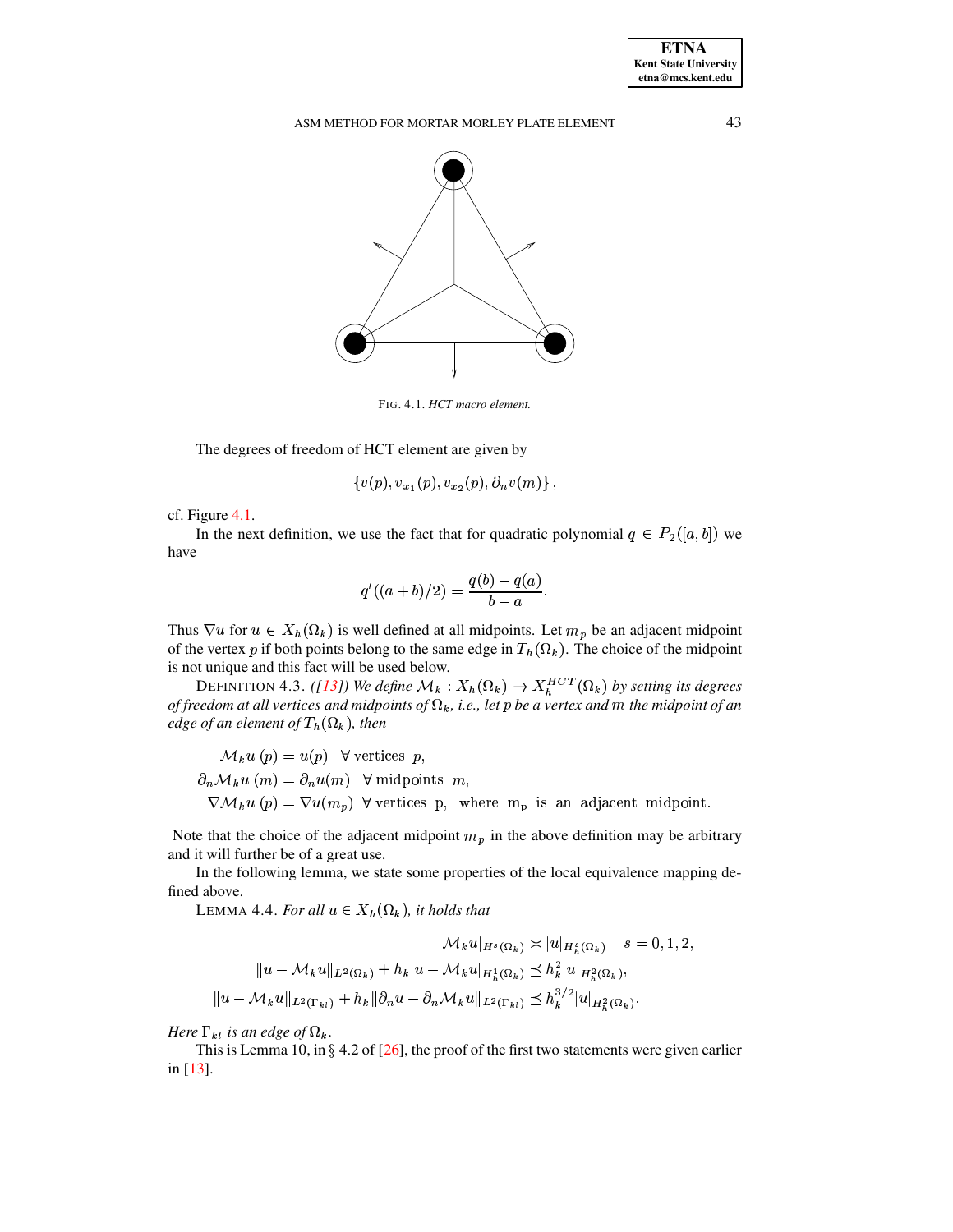FIG. 4.1. *HCT macro element.*

The degrees of freedom of HCT element are given by

$$\{v(p), v_{x_1}(p), v_{x_2}(p), \partial_n v(m)\},$$

cf. Figure 4.1.

In the next definition, we use the fact that for quadratic polynomial $q \in P_2([a,b])$ we have

$$q'((a+b)/2) = \frac{q(b) - q(a)}{b - a}.$$

Thus $\nabla u$ for $u \in X_h(\Omega_k)$ is well defined at all midpoints. Let $m_p$ be an adjacent midpoint of the vertex $p$ if both points belong to the same edge in $T_h(\Omega_k)$. The choice of the midpoint is not unique and this fact will be used below.

DEFINITION 4.3. *([13]) We define $\mathcal{M}_k : X_h(\Omega_k) \to X_h^{HCT}(\Omega_k)$ by setting its degrees of freedom at all vertices and midpoints of $\Omega_k$, i.e., let p be a vertex and m the midpoint of an edge of an element of $T_h(\Omega_k)$, then*

$$\mathcal{M}_k u\,(p) = u(p) \quad \forall \text{ vertices } p,$$
$$\partial_n \mathcal{M}_k u\,(m) = \partial_n u(m) \quad \forall \text{ midpoints } m,$$
$$\nabla \mathcal{M}_k u\,(p) = \nabla u(m_p) \;\; \forall \text{ vertices p, where } m_p \text{ is an adjacent midpoint.}$$

Note that the choice of the adjacent midpoint $m_p$ in the above definition may be arbitrary and it will further be of a great use.

In the following lemma, we state some properties of the local equivalence mapping defined above.

LEMMA 4.4. *For all $u \in X_h(\Omega_k)$, it holds that*

$$|\mathcal{M}_k u|_{H^s(\Omega_k)} \asymp |u|_{H_h^s(\Omega_k)} \quad s = 0, 1, 2,$$
$$\|u - \mathcal{M}_k u\|_{L^2(\Omega_k)} + h_k |u - \mathcal{M}_k u|_{H_h^1(\Omega_k)} \preceq h_k^2 |u|_{H_h^2(\Omega_k)},$$
$$\|u - \mathcal{M}_k u\|_{L^2(\Gamma_{kl})} + h_k \|\partial_n u - \partial_n \mathcal{M}_k u\|_{L^2(\Gamma_{kl})} \preceq h_k^{3/2} |u|_{H_h^2(\Omega_k)}.$$

*Here $\Gamma_{kl}$ is an edge of $\Omega_k$.*

This is Lemma 10, in § 4.2 of [26], the proof of the first two statements were given earlier in [13].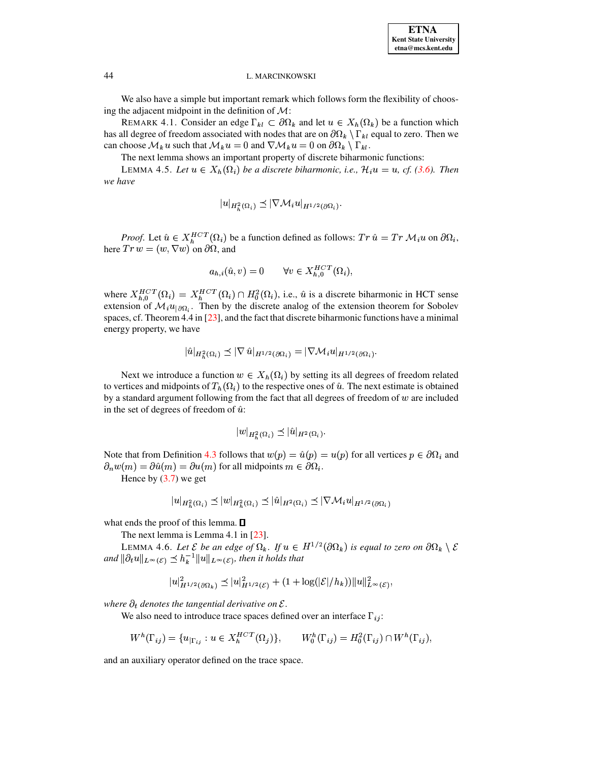We also have a simple but important remark which follows form the flexibility of choosing the adjacent midpoint in the definition of $\mathcal{M}$:

REMARK 4.1. Consider an edge $\Gamma_{kl} \subset \partial\Omega_k$ and let $u \in X_h(\Omega_k)$ be a function which has all degree of freedom associated with nodes that are on $\partial\Omega_k \setminus \Gamma_{kl}$ equal to zero. Then we can choose $\mathcal{M}_k u$ such that $\mathcal{M}_k u = 0$ and $\nabla \mathcal{M}_k u = 0$ on $\partial\Omega_k \setminus \Gamma_{kl}$.

The next lemma shows an important property of discrete biharmonic functions:

LEMMA 4.5. *Let $u \in X_h(\Omega_i)$ be a discrete biharmonic, i.e., $\mathcal{H}_i u = u$, cf. (3.6). Then we have*

$$|u|_{H_h^2(\Omega_i)} \preceq |\nabla \mathcal{M}_i u|_{H^{1/2}(\partial\Omega_i)}.$$

*Proof.* Let $\hat{u} \in X_h^{HCT}(\Omega_i)$ be a function defined as follows: $Tr\,\hat{u} = Tr\,\mathcal{M}_i u$ on $\partial\Omega_i$, here $Tr\,w = (w, \nabla w)$ on $\partial\Omega$, and

$$a_{h,i}(\hat{u}, v) = 0 \qquad \forall v \in X_{h,0}^{HCT}(\Omega_i),$$

where $X_{h,0}^{HCT}(\Omega_i) = X_h^{HCT}(\Omega_i) \cap H_0^2(\Omega_i)$, i.e., $\hat{u}$ is a discrete biharmonic in HCT sense extension of $\mathcal{M}_i u_{|\partial\Omega_i}$. Then by the discrete analog of the extension theorem for Sobolev spaces, cf. Theorem 4.4 in [23], and the fact that discrete biharmonic functions have a minimal energy property, we have

$$|\hat{u}|_{H_h^2(\Omega_i)} \preceq |\nabla\,\hat{u}|_{H^{1/2}(\partial\Omega_i)} = |\nabla \mathcal{M}_i u|_{H^{1/2}(\partial\Omega_i)}.$$

Next we introduce a function $w \in X_h(\Omega_i)$ by setting its all degrees of freedom related to vertices and midpoints of $T_h(\Omega_i)$ to the respective ones of $\hat{u}$. The next estimate is obtained by a standard argument following from the fact that all degrees of freedom of $w$ are included in the set of degrees of freedom of $\hat{u}$:

$$|w|_{H_h^2(\Omega_i)} \preceq |\hat{u}|_{H^2(\Omega_i)}.$$

Note that from Definition 4.3 follows that $w(p) = \hat{u}(p) = u(p)$ for all vertices $p \in \partial\Omega_i$ and $\partial_n w(m) = \partial\hat{u}(m) = \partial u(m)$ for all midpoints $m \in \partial\Omega_i$.

Hence by (3.7) we get

$$|u|_{H_h^2(\Omega_i)} \preceq |w|_{H_h^2(\Omega_i)} \preceq |\hat{u}|_{H^2(\Omega_i)} \preceq |\nabla \mathcal{M}_i u|_{H^{1/2}(\partial\Omega_i)}$$

what ends the proof of this lemma. ∎

The next lemma is Lemma 4.1 in [23].

LEMMA 4.6. *Let $\mathcal{E}$ be an edge of $\Omega_k$. If $u \in H^{1/2}(\partial\Omega_k)$ is equal to zero on $\partial\Omega_k \setminus \mathcal{E}$ and $\|\partial_t u\|_{L^\infty(\mathcal{E})} \preceq h_k^{-1}\|u\|_{L^\infty(\mathcal{E})}$, then it holds that*

$$|u|^2_{H^{1/2}(\partial\Omega_k)} \preceq |u|^2_{H^{1/2}(\mathcal{E})} + (1 + \log(|\mathcal{E}|/h_k))\|u\|^2_{L^\infty(\mathcal{E})},$$

*where $\partial_t$ denotes the tangential derivative on $\mathcal{E}$.*

We also need to introduce trace spaces defined over an interface $\Gamma_{ij}$:

$$W^h(\Gamma_{ij}) = \{u_{|\Gamma_{ij}} : u \in X_h^{HCT}(\Omega_j)\}, \qquad W_0^h(\Gamma_{ij}) = H_0^2(\Gamma_{ij}) \cap W^h(\Gamma_{ij}),$$

and an auxiliary operator defined on the trace space.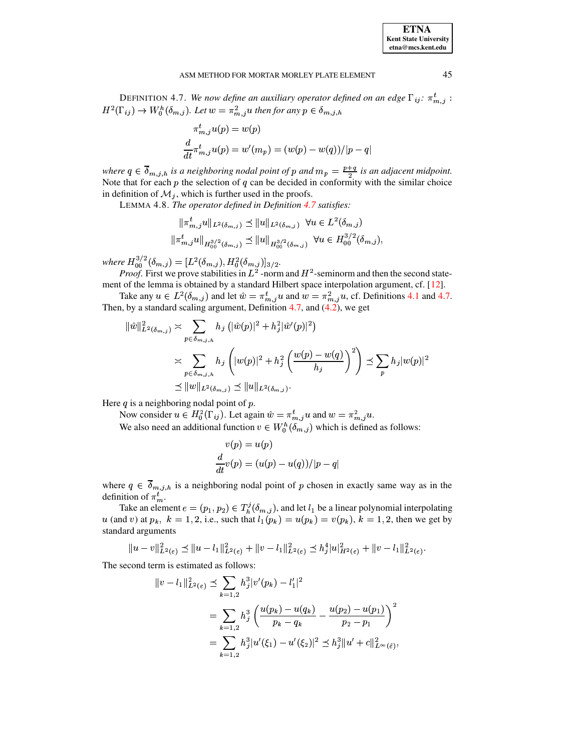DEFINITION 4.7. *We now define an auxiliary operator defined on an edge $\Gamma_{ij}$: $\pi^t_{m,j} : H^2(\Gamma_{ij}) \to W^h_0(\delta_{m,j})$. Let $w = \pi^2_{m,j} u$ then for any $p \in \delta_{m,j,h}$*

$$\pi^t_{m,j} u(p) = w(p)$$

$$\frac{d}{dt}\pi^t_{m,j} u(p) = w'(m_p) = (w(p) - w(q))/|p-q|$$

*where $q \in \overline{\delta}_{m,j,h}$ is a neighboring nodal point of $p$ and $m_p = \frac{p+q}{2}$ is an adjacent midpoint.* Note that for each $p$ the selection of $q$ can be decided in conformity with the similar choice in definition of $\mathcal{M}_j$, which is further used in the proofs.

LEMMA 4.8. *The operator defined in Definition 4.7 satisfies:*

$$\|\pi^t_{m,j} u\|_{L^2(\delta_{m,j})} \preceq \|u\|_{L^2(\delta_{m,j})} \quad \forall u \in L^2(\delta_{m,j})$$

$$\|\pi^t_{m,j} u\|_{H^{3/2}_{00}(\delta_{m,j})} \preceq \|u\|_{H^{3/2}_{00}(\delta_{m,j})} \quad \forall u \in H^{3/2}_{00}(\delta_{m,j}),$$

*where $H^{3/2}_{00}(\delta_{m,j}) = [L^2(\delta_{m,j}), H^2_0(\delta_{m,j})]_{3/2}$.*

*Proof.* First we prove stabilities in $L^2$ -norm and $H^2$-seminorm and then the second statement of the lemma is obtained by a standard Hilbert space interpolation argument, cf. [12].

Take any $u \in L^2(\delta_{m,j})$ and let $\hat{w} = \pi^t_{m,j} u$ and $w = \pi^2_{m,j} u$, cf. Definitions 4.1 and 4.7. Then, by a standard scaling argument, Definition 4.7, and (4.2), we get

$$\begin{aligned}
\|\hat{w}\|^2_{L^2(\delta_{m,j})} &\asymp \sum_{p \in \delta_{m,j,h}} h_j \left( |\hat{w}(p)|^2 + h_j^2 |\hat{w}'(p)|^2 \right) \\
&\asymp \sum_{p \in \delta_{m,j,h}} h_j \left( |w(p)|^2 + h_j^2 \left( \frac{w(p) - w(q)}{h_j} \right)^2 \right) \preceq \sum_p h_j |w(p)|^2 \\
&\preceq \|w\|_{L^2(\delta_{m,j})} \preceq \|u\|_{L^2(\delta_{m,j})}.
\end{aligned}$$

Here $q$ is a neighboring nodal point of $p$.

Now consider $u \in H^2_0(\Gamma_{ij})$. Let again $\hat{w} = \pi^t_{m,j} u$ and $w = \pi^2_{m,j} u$.

We also need an additional function $v \in W^h_0(\delta_{m,j})$ which is defined as follows:

$$v(p) = u(p)$$

$$\frac{d}{dt} v(p) = (u(p) - u(q))/|p-q|$$

where $q \in \overline{\delta}_{m,j,h}$ is a neighboring nodal point of $p$ chosen in exactly same way as in the definition of $\pi^t_m$.

Take an element $e = (p_1, p_2) \in T^j_h(\delta_{m,j})$, and let $l_1$ be a linear polynomial interpolating $u$ (and $v$) at $p_k$, $k = 1, 2$, i.e., such that $l_1(p_k) = u(p_k) = v(p_k)$, $k = 1, 2$, then we get by standard arguments

$$\|u - v\|^2_{L^2(e)} \preceq \|u - l_1\|^2_{L^2(e)} + \|v - l_1\|^2_{L^2(e)} \preceq h_j^4 |u|^2_{H^2(e)} + \|v - l_1\|^2_{L^2(e)}.$$

The second term is estimated as follows:

$$\begin{aligned}
\|v - l_1\|^2_{L^2(e)} &\preceq \sum_{k=1,2} h_j^3 |v'(p_k) - l_1'|^2 \\
&= \sum_{k=1,2} h_j^3 \left( \frac{u(p_k) - u(q_k)}{p_k - q_k} - \frac{u(p_2) - u(p_1)}{p_2 - p_1} \right)^2 \\
&= \sum_{k=1,2} h_j^3 |u'(\xi_1) - u'(\xi_2)|^2 \preceq h_j^3 \|u' + c\|^2_{L^\infty(\hat{e})},
\end{aligned}$$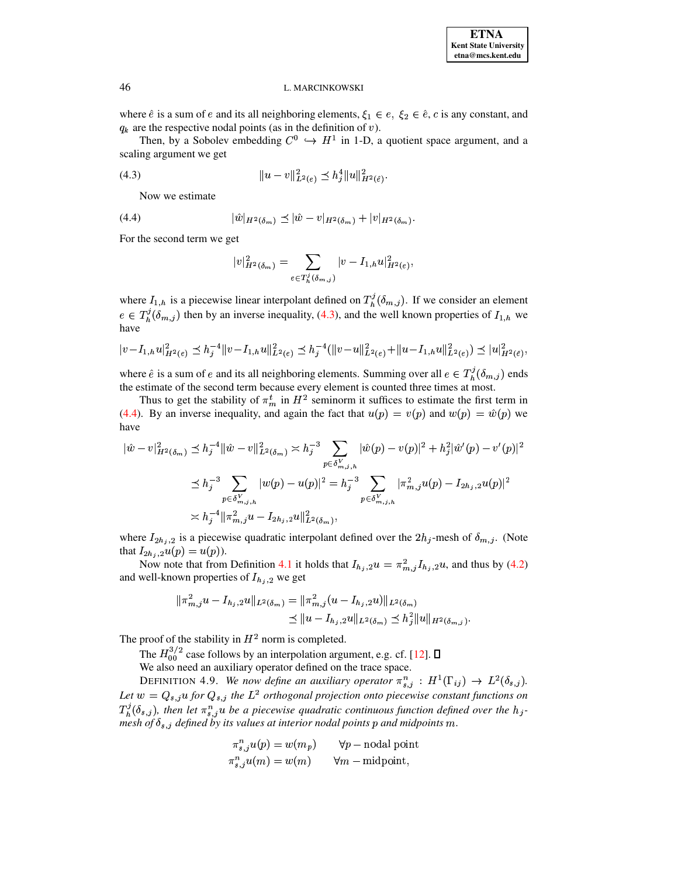where $\hat{e}$ is a sum of $e$ and its all neighboring elements, $\xi_1 \in e$, $\xi_2 \in \hat{e}$, $c$ is any constant, and $q_k$ are the respective nodal points (as in the definition of $v$).

Then, by a Sobolev embedding $C^0 \hookrightarrow H^1$ in 1-D, a quotient space argument, and a scaling argument we get

$$\|u - v\|^2_{L^2(e)} \preceq h_j^4 \|u\|^2_{H^2(\hat{e})}. \tag{4.3}$$

Now we estimate

$$|\hat{w}|_{H^2(\delta_m)} \preceq |\hat{w} - v|_{H^2(\delta_m)} + |v|_{H^2(\delta_m)}. \tag{4.4}$$

For the second term we get

$$|v|^2_{H^2(\delta_m)} = \sum_{e \in T_h^j(\delta_{m,j})} |v - I_{1,h} u|^2_{H^2(e)},$$

where $I_{1,h}$ is a piecewise linear interpolant defined on $T_h^j(\delta_{m,j})$. If we consider an element $e \in T_h^j(\delta_{m,j})$ then by an inverse inequality, (4.3), and the well known properties of $I_{1,h}$ we have

$$|v - I_{1,h} u|^2_{H^2(e)} \preceq h_j^{-4} \|v - I_{1,h} u\|^2_{L^2(e)} \preceq h_j^{-4}(\|v - u\|^2_{L^2(e)} + \|u - I_{1,h} u\|^2_{L^2(e)}) \preceq |u|^2_{H^2(\hat{e})},$$

where $\hat{e}$ is a sum of $e$ and its all neighboring elements. Summing over all $e \in T_h^j(\delta_{m,j})$ ends the estimate of the second term because every element is counted three times at most.

Thus to get the stability of $\pi_m^t$ in $H^2$ seminorm it suffices to estimate the first term in (4.4). By an inverse inequality, and again the fact that $u(p) = v(p)$ and $w(p) = \hat{w}(p)$ we have

$$\begin{aligned}
|\hat{w} - v|^2_{H^2(\delta_m)} &\preceq h_j^{-4} \|\hat{w} - v\|^2_{L^2(\delta_m)} \asymp h_j^{-3} \sum_{p \in \delta^V_{m,j,h}} |\hat{w}(p) - v(p)|^2 + h_j^2 |\hat{w}'(p) - v'(p)|^2 \\
&\preceq h_j^{-3} \sum_{p \in \delta^V_{m,j,h}} |w(p) - u(p)|^2 = h_j^{-3} \sum_{p \in \delta^V_{m,j,h}} |\pi^2_{m,j} u(p) - I_{2h_j,2} u(p)|^2 \\
&\asymp h_j^{-4} \|\pi^2_{m,j} u - I_{2h_j,2} u\|^2_{L^2(\delta_m)},
\end{aligned}$$

where $I_{2h_j,2}$ is a piecewise quadratic interpolant defined over the $2h_j$-mesh of $\delta_{m,j}$. (Note that $I_{2h_j,2} u(p) = u(p)$).

Now note that from Definition 4.1 it holds that $I_{h_j,2} u = \pi^2_{m,j} I_{h_j,2} u$, and thus by (4.2) and well-known properties of $I_{h_j,2}$ we get

$$\begin{aligned}
\|\pi^2_{m,j} u - I_{h_j,2} u\|_{L^2(\delta_m)} &= \|\pi^2_{m,j}(u - I_{h_j,2} u)\|_{L^2(\delta_m)} \\
&\preceq \|u - I_{h_j,2} u\|_{L^2(\delta_m)} \preceq h_j^2 \|u\|_{H^2(\delta_{m,j})}.
\end{aligned}$$

The proof of the stability in $H^2$ norm is completed.

The $H^{3/2}_{00}$ case follows by an interpolation argument, e.g. cf. [12]. □

We also need an auxiliary operator defined on the trace space.

DEFINITION 4.9. *We now define an auxiliary operator $\pi^n_{s,j} : H^1(\Gamma_{ij}) \to L^2(\delta_{s,j})$. Let $w = Q_{s,j} u$ for $Q_{s,j}$ the $L^2$ orthogonal projection onto piecewise constant functions on $T_h^j(\delta_{s,j})$, then let $\pi^n_{s,j} u$ be a piecewise quadratic continuous function defined over the $h_j$-mesh of $\delta_{s,j}$ defined by its values at interior nodal points $p$ and midpoints $m$.*

$$\begin{aligned}
\pi^n_{s,j} u(p) &= w(m_p) \qquad \forall p - \text{nodal point} \\
\pi^n_{s,j} u(m) &= w(m) \qquad \forall m - \text{midpoint},
\end{aligned}$$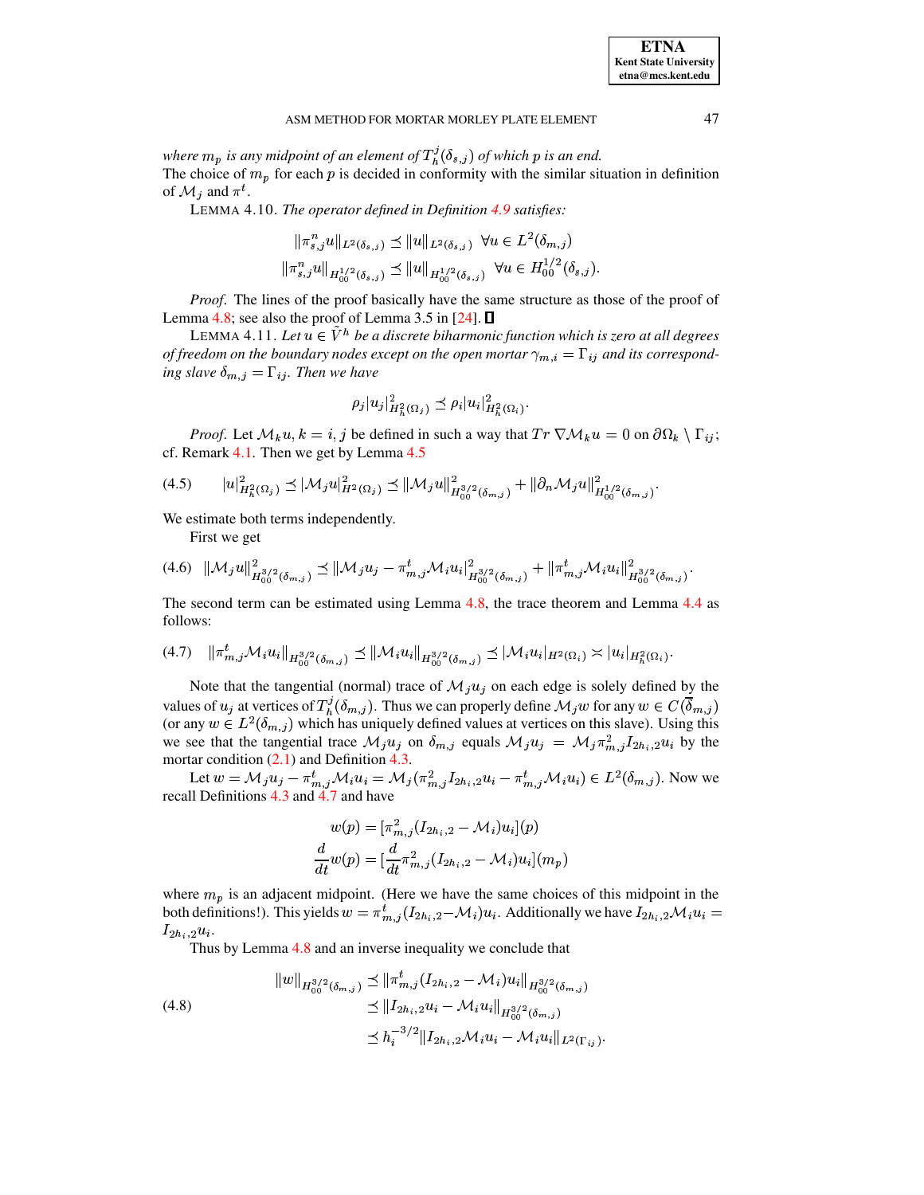*where $m_p$ is any midpoint of an element of $T_h^j(\delta_{s,j})$ of which $p$ is an end.*
The choice of $m_p$ for each $p$ is decided in conformity with the similar situation in definition of $\mathcal{M}_j$ and $\pi^t$.

LEMMA 4.10. *The operator defined in Definition 4.9 satisfies:*

$$\|\pi_{s,j}^n u\|_{L^2(\delta_{s,j})} \preceq \|u\|_{L^2(\delta_{s,j})} \quad \forall u \in L^2(\delta_{m,j})$$
$$\|\pi_{s,j}^n u\|_{H_{00}^{1/2}(\delta_{s,j})} \preceq \|u\|_{H_{00}^{1/2}(\delta_{s,j})} \quad \forall u \in H_{00}^{1/2}(\delta_{s,j}).$$

*Proof.* The lines of the proof basically have the same structure as those of the proof of Lemma 4.8; see also the proof of Lemma 3.5 in [24]. ∎

LEMMA 4.11. *Let $u \in \tilde{V}^h$ be a discrete biharmonic function which is zero at all degrees of freedom on the boundary nodes except on the open mortar $\gamma_{m,i} = \Gamma_{ij}$ and its corresponding slave $\delta_{m,j} = \Gamma_{ij}$. Then we have*

$$\rho_j |u_j|^2_{H_h^2(\Omega_j)} \preceq \rho_i |u_i|^2_{H_h^2(\Omega_i)}.$$

*Proof.* Let $\mathcal{M}_k u$, $k = i, j$ be defined in such a way that $Tr\ \nabla \mathcal{M}_k u = 0$ on $\partial\Omega_k \setminus \Gamma_{ij}$; cf. Remark 4.1. Then we get by Lemma 4.5

$$|u|^2_{H_h^2(\Omega_j)} \preceq |\mathcal{M}_j u|^2_{H^2(\Omega_j)} \preceq \|\mathcal{M}_j u\|^2_{H_{00}^{3/2}(\delta_{m,j})} + \|\partial_n \mathcal{M}_j u\|^2_{H_{00}^{1/2}(\delta_{m,j})}. \tag{4.5}$$

We estimate both terms independently.

First we get

$$\|\mathcal{M}_j u\|^2_{H_{00}^{3/2}(\delta_{m,j})} \preceq \|\mathcal{M}_j u_j - \pi_{m,j}^t \mathcal{M}_i u_i\|^2_{H_{00}^{3/2}(\delta_{m,j})} + \|\pi_{m,j}^t \mathcal{M}_i u_i\|^2_{H_{00}^{3/2}(\delta_{m,j})}. \tag{4.6}$$

The second term can be estimated using Lemma 4.8, the trace theorem and Lemma 4.4 as follows:

$$\|\pi_{m,j}^t \mathcal{M}_i u_i\|_{H_{00}^{3/2}(\delta_{m,j})} \preceq \|\mathcal{M}_i u_i\|_{H_{00}^{3/2}(\delta_{m,j})} \preceq |\mathcal{M}_i u_i|_{H^2(\Omega_i)} \asymp |u_i|_{H_h^2(\Omega_i)}. \tag{4.7}$$

Note that the tangential (normal) trace of $\mathcal{M}_j u_j$ on each edge is solely defined by the values of $u_j$ at vertices of $T_h^j(\delta_{m,j})$. Thus we can properly define $\mathcal{M}_j w$ for any $w \in C(\overline{\delta}_{m,j})$ (or any $w \in L^2(\delta_{m,j})$ which has uniquely defined values at vertices on this slave). Using this we see that the tangential trace $\mathcal{M}_j u_j$ on $\delta_{m,j}$ equals $\mathcal{M}_j u_j = \mathcal{M}_j \pi_{m,j}^2 I_{2h_i,2} u_i$ by the mortar condition (2.1) and Definition 4.3.

Let $w = \mathcal{M}_j u_j - \pi_{m,j}^t \mathcal{M}_i u_i = \mathcal{M}_j(\pi_{m,j}^2 I_{2h_i,2} u_i - \pi_{m,j}^t \mathcal{M}_i u_i) \in L^2(\delta_{m,j})$. Now we recall Definitions 4.3 and 4.7 and have

$$w(p) = [\pi_{m,j}^2 (I_{2h_i,2} - \mathcal{M}_i) u_i](p)$$
$$\frac{d}{dt} w(p) = [\frac{d}{dt} \pi_{m,j}^2 (I_{2h_i,2} - \mathcal{M}_i) u_i](m_p)$$

where $m_p$ is an adjacent midpoint. (Here we have the same choices of this midpoint in the both definitions!). This yields $w = \pi_{m,j}^t (I_{2h_i,2} - \mathcal{M}_i) u_i$. Additionally we have $I_{2h_i,2} \mathcal{M}_i u_i = I_{2h_i,2} u_i$.

Thus by Lemma 4.8 and an inverse inequality we conclude that

$$\begin{aligned} \|w\|_{H_{00}^{3/2}(\delta_{m,j})} &\preceq \|\pi_{m,j}^t (I_{2h_i,2} - \mathcal{M}_i) u_i\|_{H_{00}^{3/2}(\delta_{m,j})} \\ &\preceq \|I_{2h_i,2} u_i - \mathcal{M}_i u_i\|_{H_{00}^{3/2}(\delta_{m,j})} \\ &\preceq h_i^{-3/2} \|I_{2h_i,2} \mathcal{M}_i u_i - \mathcal{M}_i u_i\|_{L^2(\Gamma_{ij})}. \end{aligned} \tag{4.8}$$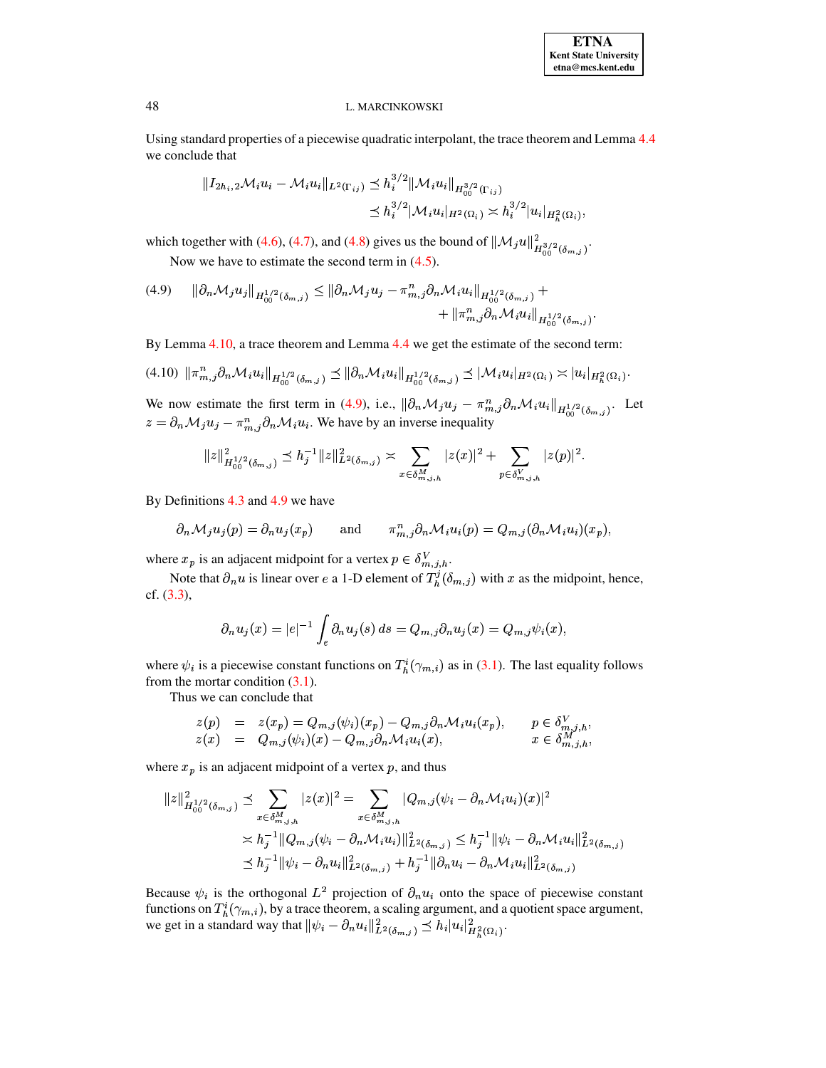Using standard properties of a piecewise quadratic interpolant, the trace theorem and Lemma 4.4 we conclude that

$$\|I_{2h_i,2}\mathcal{M}_i u_i - \mathcal{M}_i u_i\|_{L^2(\Gamma_{ij})} \preceq h_i^{3/2}\|\mathcal{M}_i u_i\|_{H_{00}^{3/2}(\Gamma_{ij})}$$
$$\preceq h_i^{3/2}|\mathcal{M}_i u_i|_{H^2(\Omega_i)} \asymp h_i^{3/2}|u_i|_{H_h^2(\Omega_i)},$$

which together with (4.6), (4.7), and (4.8) gives us the bound of $\|\mathcal{M}_j u\|^2_{H_{00}^{3/2}(\delta_{m,j})}$.

Now we have to estimate the second term in (4.5).

$$\|\partial_n \mathcal{M}_j u_j\|_{H_{00}^{1/2}(\delta_{m,j})} \leq \|\partial_n \mathcal{M}_j u_j - \pi^n_{m,j}\partial_n \mathcal{M}_i u_i\|_{H_{00}^{1/2}(\delta_{m,j})} + \|\pi^n_{m,j}\partial_n \mathcal{M}_i u_i\|_{H_{00}^{1/2}(\delta_{m,j})}. \tag{4.9}$$

By Lemma 4.10, a trace theorem and Lemma 4.4 we get the estimate of the second term:

$$\|\pi^n_{m,j}\partial_n \mathcal{M}_i u_i\|_{H_{00}^{1/2}(\delta_{m,j})} \preceq \|\partial_n \mathcal{M}_i u_i\|_{H_{00}^{1/2}(\delta_{m,j})} \preceq |\mathcal{M}_i u_i|_{H^2(\Omega_i)} \asymp |u_i|_{H_h^2(\Omega_i)}. \tag{4.10}$$

We now estimate the first term in (4.9), i.e., $\|\partial_n \mathcal{M}_j u_j - \pi^n_{m,j}\partial_n \mathcal{M}_i u_i\|_{H_{00}^{1/2}(\delta_{m,j})}$. Let $z = \partial_n \mathcal{M}_j u_j - \pi^n_{m,j}\partial_n \mathcal{M}_i u_i$. We have by an inverse inequality

$$\|z\|^2_{H_{00}^{1/2}(\delta_{m,j})} \preceq h_j^{-1}\|z\|^2_{L^2(\delta_{m,j})} \asymp \sum_{x\in\delta^M_{m,j,h}} |z(x)|^2 + \sum_{p\in\delta^V_{m,j,h}} |z(p)|^2.$$

By Definitions 4.3 and 4.9 we have

$$\partial_n \mathcal{M}_j u_j(p) = \partial_n u_j(x_p) \qquad \text{and} \qquad \pi^n_{m,j}\partial_n \mathcal{M}_i u_i(p) = Q_{m,j}(\partial_n \mathcal{M}_i u_i)(x_p),$$

where $x_p$ is an adjacent midpoint for a vertex $p \in \delta^V_{m,j,h}$.

Note that $\partial_n u$ is linear over $e$ a 1-D element of $T_h^j(\delta_{m,j})$ with $x$ as the midpoint, hence, cf. (3.3),

$$\partial_n u_j(x) = |e|^{-1}\int_e \partial_n u_j(s)\,ds = Q_{m,j}\partial_n u_j(x) = Q_{m,j}\psi_i(x),$$

where $\psi_i$ is a piecewise constant functions on $T_h^i(\gamma_{m,i})$ as in (3.1). The last equality follows from the mortar condition (3.1).

Thus we can conclude that

$$\begin{aligned} z(p) &= z(x_p) = Q_{m,j}(\psi_i)(x_p) - Q_{m,j}\partial_n \mathcal{M}_i u_i(x_p), \qquad && p \in \delta^V_{m,j,h},\\ z(x) &= Q_{m,j}(\psi_i)(x) - Q_{m,j}\partial_n \mathcal{M}_i u_i(x), && x \in \delta^M_{m,j,h}, \end{aligned}$$

where $x_p$ is an adjacent midpoint of a vertex $p$, and thus

$$\|z\|^2_{H_{00}^{1/2}(\delta_{m,j})} \preceq \sum_{x\in\delta^M_{m,j,h}} |z(x)|^2 = \sum_{x\in\delta^M_{m,j,h}} |Q_{m,j}(\psi_i - \partial_n \mathcal{M}_i u_i)(x)|^2$$
$$\asymp h_j^{-1}\|Q_{m,j}(\psi_i - \partial_n \mathcal{M}_i u_i)\|^2_{L^2(\delta_{m,j})} \leq h_j^{-1}\|\psi_i - \partial_n \mathcal{M}_i u_i\|^2_{L^2(\delta_{m,j})}$$
$$\preceq h_j^{-1}\|\psi_i - \partial_n u_i\|^2_{L^2(\delta_{m,j})} + h_j^{-1}\|\partial_n u_i - \partial_n \mathcal{M}_i u_i\|^2_{L^2(\delta_{m,j})}$$

Because $\psi_i$ is the orthogonal $L^2$ projection of $\partial_n u_i$ onto the space of piecewise constant functions on $T_h^i(\gamma_{m,i})$, by a trace theorem, a scaling argument, and a quotient space argument, we get in a standard way that $\|\psi_i - \partial_n u_i\|^2_{L^2(\delta_{m,j})} \preceq h_i|u_i|^2_{H_h^2(\Omega_i)}$.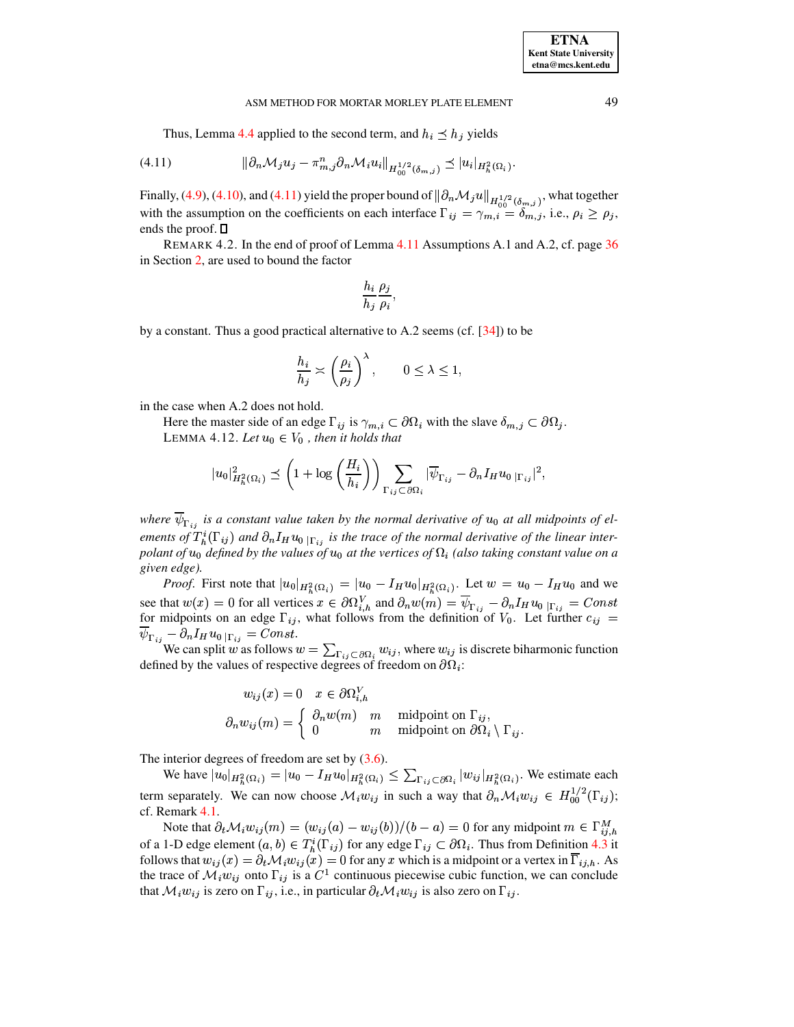Thus, Lemma 4.4 applied to the second term, and $h_i \preceq h_j$ yields

$$\|\partial_n \mathcal{M}_j u_j - \pi^n_{m,j}\partial_n \mathcal{M}_i u_i\|_{H^{1/2}_{00}(\delta_{m,j})} \preceq |u_i|_{H^2_h(\Omega_i)}. \tag{4.11}$$

Finally, (4.9), (4.10), and (4.11) yield the proper bound of $\|\partial_n \mathcal{M}_j u\|_{H^{1/2}_{00}(\delta_{m,j})}$, what together with the assumption on the coefficients on each interface $\Gamma_{ij} = \gamma_{m,i} = \delta_{m,j}$, i.e., $\rho_i \geq \rho_j$, ends the proof. $\square$

REMARK 4.2. In the end of proof of Lemma 4.11 Assumptions A.1 and A.2, cf. page 36 in Section 2, are used to bound the factor

$$\frac{h_i}{h_j}\frac{\rho_j}{\rho_i},$$

by a constant. Thus a good practical alternative to A.2 seems (cf. [34]) to be

$$\frac{h_i}{h_j} \asymp \left(\frac{\rho_i}{\rho_j}\right)^{\lambda}, \qquad 0 \leq \lambda \leq 1,$$

in the case when A.2 does not hold.

Here the master side of an edge $\Gamma_{ij}$ is $\gamma_{m,i} \subset \partial\Omega_i$ with the slave $\delta_{m,j} \subset \partial\Omega_j$.

LEMMA 4.12. *Let $u_0 \in V_0$ , then it holds that*

$$|u_0|^2_{H^2_h(\Omega_i)} \preceq \left(1 + \log\left(\frac{H_i}{h_i}\right)\right) \sum_{\Gamma_{ij}\subset\partial\Omega_i} |\overline{\psi}_{\Gamma_{ij}} - \partial_n I_H u_{0\,|\Gamma_{ij}}|^2,$$

*where $\overline{\psi}_{\Gamma_{ij}}$ is a constant value taken by the normal derivative of $u_0$ at all midpoints of elements of $T^i_h(\Gamma_{ij})$ and $\partial_n I_H u_{0\,|\Gamma_{ij}}$ is the trace of the normal derivative of the linear interpolant of $u_0$ defined by the values of $u_0$ at the vertices of $\Omega_i$ (also taking constant value on a given edge).*

*Proof.* First note that $|u_0|_{H^2_h(\Omega_i)} = |u_0 - I_H u_0|_{H^2_h(\Omega_i)}$. Let $w = u_0 - I_H u_0$ and we see that $w(x) = 0$ for all vertices $x \in \partial\Omega^V_{i,h}$ and $\partial_n w(m) = \overline{\psi}_{\Gamma_{ij}} - \partial_n I_H u_{0\,|\Gamma_{ij}} = Const$ for midpoints on an edge $\Gamma_{ij}$, what follows from the definition of $V_0$. Let further $c_{ij} = \overline{\psi}_{\Gamma_{ij}} - \partial_n I_H u_{0\,|\Gamma_{ij}} = Const$.

We can split $w$ as follows $w = \sum_{\Gamma_{ij}\subset\partial\Omega_i} w_{ij}$, where $w_{ij}$ is discrete biharmonic function defined by the values of respective degrees of freedom on $\partial\Omega_i$:

$$w_{ij}(x) = 0 \quad x \in \partial\Omega^V_{i,h}$$
$$\partial_n w_{ij}(m) = \begin{cases} \partial_n w(m) & m \quad \text{midpoint on } \Gamma_{ij}, \\ 0 & m \quad \text{midpoint on } \partial\Omega_i \setminus \Gamma_{ij}. \end{cases}$$

The interior degrees of freedom are set by (3.6).

We have $|u_0|_{H^2_h(\Omega_i)} = |u_0 - I_H u_0|_{H^2_h(\Omega_i)} \leq \sum_{\Gamma_{ij}\subset\partial\Omega_i} |w_{ij}|_{H^2_h(\Omega_i)}$. We estimate each term separately. We can now choose $\mathcal{M}_i w_{ij}$ in such a way that $\partial_n \mathcal{M}_i w_{ij} \in H^{1/2}_{00}(\Gamma_{ij})$; cf. Remark 4.1.

Note that $\partial_t \mathcal{M}_i w_{ij}(m) = (w_{ij}(a) - w_{ij}(b))/(b-a) = 0$ for any midpoint $m \in \Gamma^M_{ij,h}$ of a 1-D edge element $(a,b) \in T^i_h(\Gamma_{ij})$ for any edge $\Gamma_{ij} \subset \partial\Omega_i$. Thus from Definition 4.3 it follows that $w_{ij}(x) = \partial_t \mathcal{M}_i w_{ij}(x) = 0$ for any $x$ which is a midpoint or a vertex in $\overline{\Gamma}_{ij,h}$. As the trace of $\mathcal{M}_i w_{ij}$ onto $\Gamma_{ij}$ is a $C^1$ continuous piecewise cubic function, we can conclude that $\mathcal{M}_i w_{ij}$ is zero on $\Gamma_{ij}$, i.e., in particular $\partial_t \mathcal{M}_i w_{ij}$ is also zero on $\Gamma_{ij}$.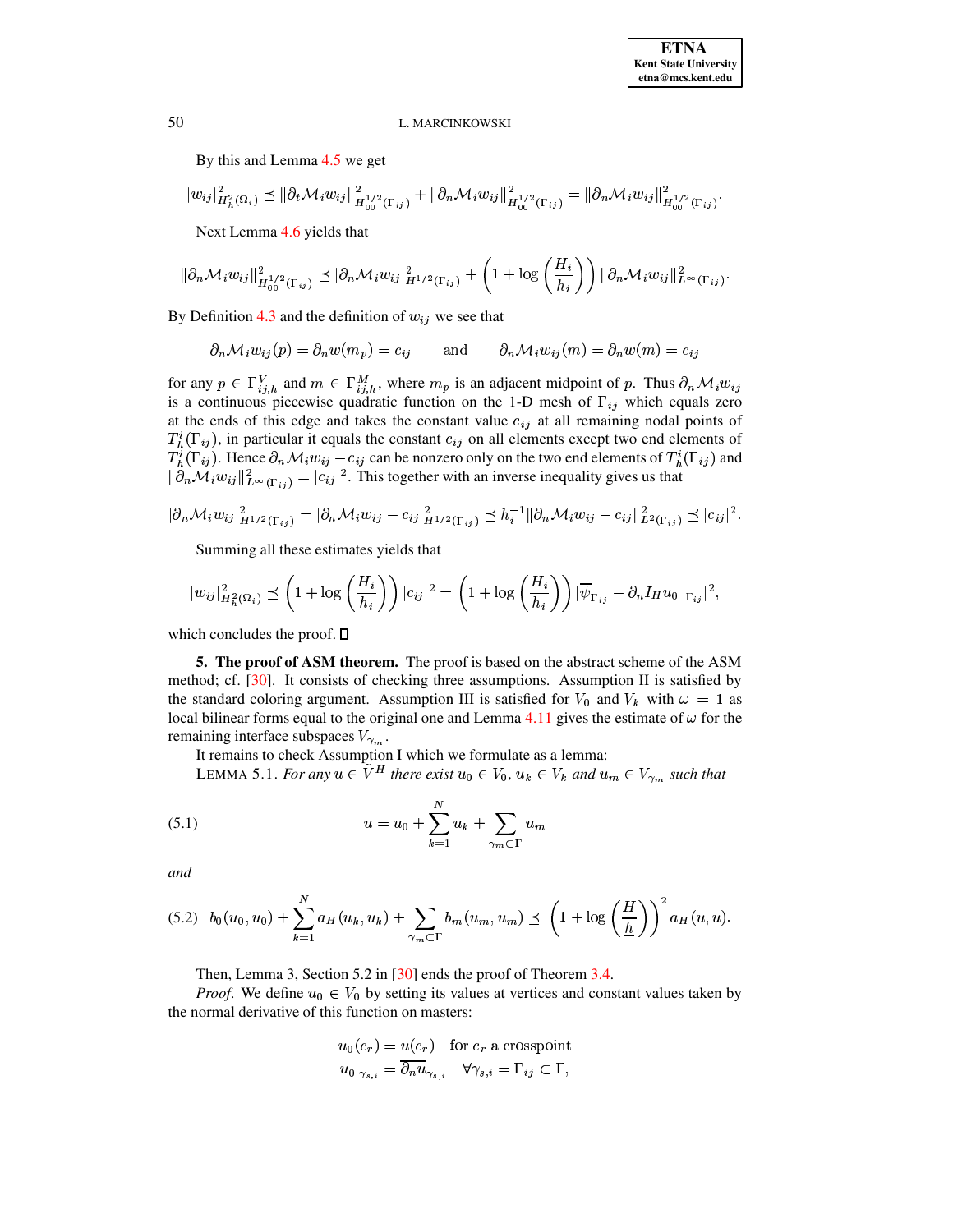By this and Lemma 4.5 we get

$$|w_{ij}|^2_{H^2_h(\Omega_i)} \preceq \|\partial_t \mathcal{M}_i w_{ij}\|^2_{H^{1/2}_{00}(\Gamma_{ij})} + \|\partial_n \mathcal{M}_i w_{ij}\|^2_{H^{1/2}_{00}(\Gamma_{ij})} = \|\partial_n \mathcal{M}_i w_{ij}\|^2_{H^{1/2}_{00}(\Gamma_{ij})}.$$

Next Lemma 4.6 yields that

$$\|\partial_n \mathcal{M}_i w_{ij}\|^2_{H^{1/2}_{00}(\Gamma_{ij})} \preceq |\partial_n \mathcal{M}_i w_{ij}|^2_{H^{1/2}(\Gamma_{ij})} + \left(1 + \log\left(\frac{H_i}{h_i}\right)\right) \|\partial_n \mathcal{M}_i w_{ij}\|^2_{L^\infty(\Gamma_{ij})}.$$

By Definition 4.3 and the definition of $w_{ij}$ we see that

$$\partial_n \mathcal{M}_i w_{ij}(p) = \partial_n w(m_p) = c_{ij} \qquad \text{and} \qquad \partial_n \mathcal{M}_i w_{ij}(m) = \partial_n w(m) = c_{ij}$$

for any $p \in \Gamma^V_{ij,h}$ and $m \in \Gamma^M_{ij,h}$, where $m_p$ is an adjacent midpoint of $p$. Thus $\partial_n \mathcal{M}_i w_{ij}$ is a continuous piecewise quadratic function on the 1-D mesh of $\Gamma_{ij}$ which equals zero at the ends of this edge and takes the constant value $c_{ij}$ at all remaining nodal points of $T^i_h(\Gamma_{ij})$, in particular it equals the constant $c_{ij}$ on all elements except two end elements of $T^i_h(\Gamma_{ij})$. Hence $\partial_n \mathcal{M}_i w_{ij} - c_{ij}$ can be nonzero only on the two end elements of $T^i_h(\Gamma_{ij})$ and $\|\partial_n \mathcal{M}_i w_{ij}\|^2_{L^\infty(\Gamma_{ij})} = |c_{ij}|^2$. This together with an inverse inequality gives us that

$$|\partial_n \mathcal{M}_i w_{ij}|^2_{H^{1/2}(\Gamma_{ij})} = |\partial_n \mathcal{M}_i w_{ij} - c_{ij}|^2_{H^{1/2}(\Gamma_{ij})} \preceq h_i^{-1} \|\partial_n \mathcal{M}_i w_{ij} - c_{ij}\|^2_{L^2(\Gamma_{ij})} \preceq |c_{ij}|^2.$$

Summing all these estimates yields that

$$|w_{ij}|^2_{H^2_h(\Omega_i)} \preceq \left(1 + \log\left(\frac{H_i}{h_i}\right)\right) |c_{ij}|^2 = \left(1 + \log\left(\frac{H_i}{h_i}\right)\right) |\overline{\psi}_{\Gamma_{ij}} - \partial_n I_H u_{0\ |\Gamma_{ij}}|^2,$$

which concludes the proof. ☐

**5. The proof of ASM theorem.** The proof is based on the abstract scheme of the ASM method; cf. [30]. It consists of checking three assumptions. Assumption II is satisfied by the standard coloring argument. Assumption III is satisfied for $V_0$ and $V_k$ with $\omega = 1$ as local bilinear forms equal to the original one and Lemma 4.11 gives the estimate of $\omega$ for the remaining interface subspaces $V_{\gamma_m}$.

It remains to check Assumption I which we formulate as a lemma:

LEMMA 5.1. *For any $u \in \tilde{V}^H$ there exist $u_0 \in V_0$, $u_k \in V_k$ and $u_m \in V_{\gamma_m}$ such that*

$$u = u_0 + \sum_{k=1}^N u_k + \sum_{\gamma_m \subset \Gamma} u_m \tag{5.1}$$

*and*

$$b_0(u_0, u_0) + \sum_{k=1}^N a_H(u_k, u_k) + \sum_{\gamma_m \subset \Gamma} b_m(u_m, u_m) \preceq \left(1 + \log\left(\frac{H}{\underline{h}}\right)\right)^2 a_H(u, u). \tag{5.2}$$

Then, Lemma 3, Section 5.2 in [30] ends the proof of Theorem 3.4.

*Proof.* We define $u_0 \in V_0$ by setting its values at vertices and constant values taken by the normal derivative of this function on masters:

$$u_0(c_r) = u(c_r) \quad \text{for } c_r \text{ a crosspoint}$$
$$u_{0|\gamma_{s,i}} = \overline{\partial_n u}_{\gamma_{s,i}} \quad \forall \gamma_{s,i} = \Gamma_{ij} \subset \Gamma,$$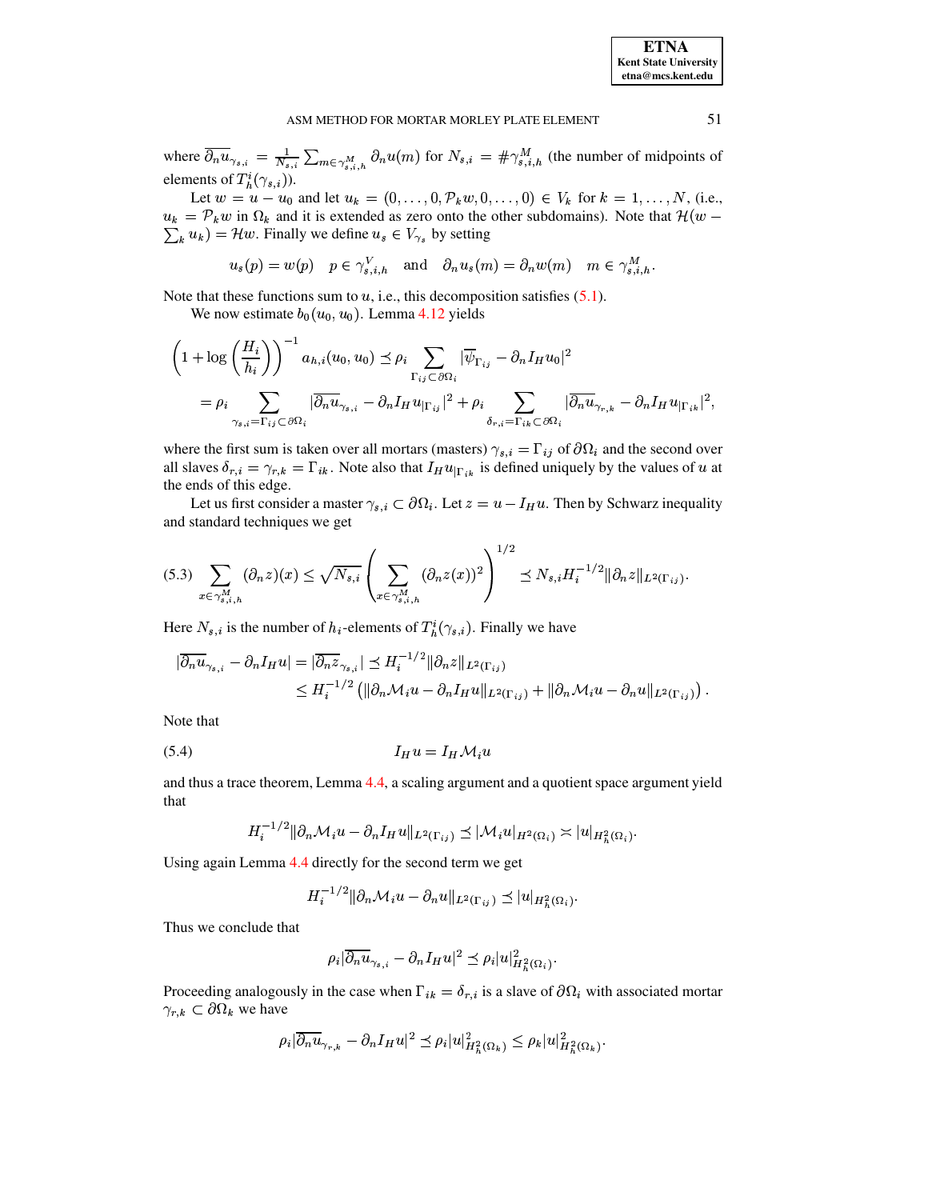where $\overline{\partial_n u}_{\gamma_{s,i}} = \frac{1}{N_{s,i}} \sum_{m \in \gamma^M_{s,i,h}} \partial_n u(m)$ for $N_{s,i} = \# \gamma^M_{s,i,h}$ (the number of midpoints of elements of $T^i_h(\gamma_{s,i})$).

Let $w = u - u_0$ and let $u_k = (0, \ldots, 0, \mathcal{P}_k w, 0, \ldots, 0) \in V_k$ for $k = 1, \ldots, N$, (i.e., $u_k = \mathcal{P}_k w$ in $\Omega_k$ and it is extended as zero onto the other subdomains). Note that $\mathcal{H}(w - \sum_k u_k) = \mathcal{H}w$. Finally we define $u_s \in V_{\gamma_s}$ by setting

$$u_s(p) = w(p) \quad p \in \gamma^V_{s,i,h} \quad \text{and} \quad \partial_n u_s(m) = \partial_n w(m) \quad m \in \gamma^M_{s,i,h}.$$

Note that these functions sum to $u$, i.e., this decomposition satisfies (5.1).

We now estimate $b_0(u_0, u_0)$. Lemma 4.12 yields

$$\begin{aligned}
\left(1 + \log\left(\frac{H_i}{h_i}\right)\right)^{-1} a_{h,i}(u_0, u_0) &\preceq \rho_i \sum_{\Gamma_{ij} \subset \partial\Omega_i} |\overline{\psi}_{\Gamma_{ij}} - \partial_n I_H u_0|^2 \\
&= \rho_i \sum_{\gamma_{s,i} = \Gamma_{ij} \subset \partial\Omega_i} |\overline{\partial_n u}_{\gamma_{s,i}} - \partial_n I_H u_{|\Gamma_{ij}}|^2 + \rho_i \sum_{\delta_{r,i} = \Gamma_{ik} \subset \partial\Omega_i} |\overline{\partial_n u}_{\gamma_{r,k}} - \partial_n I_H u_{|\Gamma_{ik}}|^2,
\end{aligned}$$

where the first sum is taken over all mortars (masters) $\gamma_{s,i} = \Gamma_{ij}$ of $\partial\Omega_i$ and the second over all slaves $\delta_{r,i} = \gamma_{r,k} = \Gamma_{ik}$. Note also that $I_H u_{|\Gamma_{ik}}$ is defined uniquely by the values of $u$ at the ends of this edge.

Let us first consider a master $\gamma_{s,i} \subset \partial\Omega_i$. Let $z = u - I_H u$. Then by Schwarz inequality and standard techniques we get

$$(5.3) \quad \sum_{x \in \gamma^M_{s,i,h}} (\partial_n z)(x) \leq \sqrt{N_{s,i}} \left( \sum_{x \in \gamma^M_{s,i,h}} (\partial_n z(x))^2 \right)^{1/2} \preceq N_{s,i} H_i^{-1/2} \|\partial_n z\|_{L^2(\Gamma_{ij})}.$$

Here $N_{s,i}$ is the number of $h_i$-elements of $T^i_h(\gamma_{s,i})$. Finally we have

$$\begin{aligned}
|\overline{\partial_n u}_{\gamma_{s,i}} - \partial_n I_H u| = |\overline{\partial_n z}_{\gamma_{s,i}}| &\preceq H_i^{-1/2} \|\partial_n z\|_{L^2(\Gamma_{ij})} \\
&\leq H_i^{-1/2} \left( \|\partial_n \mathcal{M}_i u - \partial_n I_H u\|_{L^2(\Gamma_{ij})} + \|\partial_n \mathcal{M}_i u - \partial_n u\|_{L^2(\Gamma_{ij})} \right).
\end{aligned}$$

Note that

$$(5.4) \qquad I_H u = I_H \mathcal{M}_i u$$

and thus a trace theorem, Lemma 4.4, a scaling argument and a quotient space argument yield that

$$H_i^{-1/2} \|\partial_n \mathcal{M}_i u - \partial_n I_H u\|_{L^2(\Gamma_{ij})} \preceq |\mathcal{M}_i u|_{H^2(\Omega_i)} \asymp |u|_{H^2_h(\Omega_i)}.$$

Using again Lemma 4.4 directly for the second term we get

$$H_i^{-1/2} \|\partial_n \mathcal{M}_i u - \partial_n u\|_{L^2(\Gamma_{ij})} \preceq |u|_{H^2_h(\Omega_i)}.$$

Thus we conclude that

$$\rho_i |\overline{\partial_n u}_{\gamma_{s,i}} - \partial_n I_H u|^2 \preceq \rho_i |u|^2_{H^2_h(\Omega_i)}.$$

Proceeding analogously in the case when $\Gamma_{ik} = \delta_{r,i}$ is a slave of $\partial\Omega_i$ with associated mortar $\gamma_{r,k} \subset \partial\Omega_k$ we have

$$\rho_i |\overline{\partial_n u}_{\gamma_{r,k}} - \partial_n I_H u|^2 \preceq \rho_i |u|^2_{H^2_h(\Omega_k)} \leq \rho_k |u|^2_{H^2_h(\Omega_k)}.$$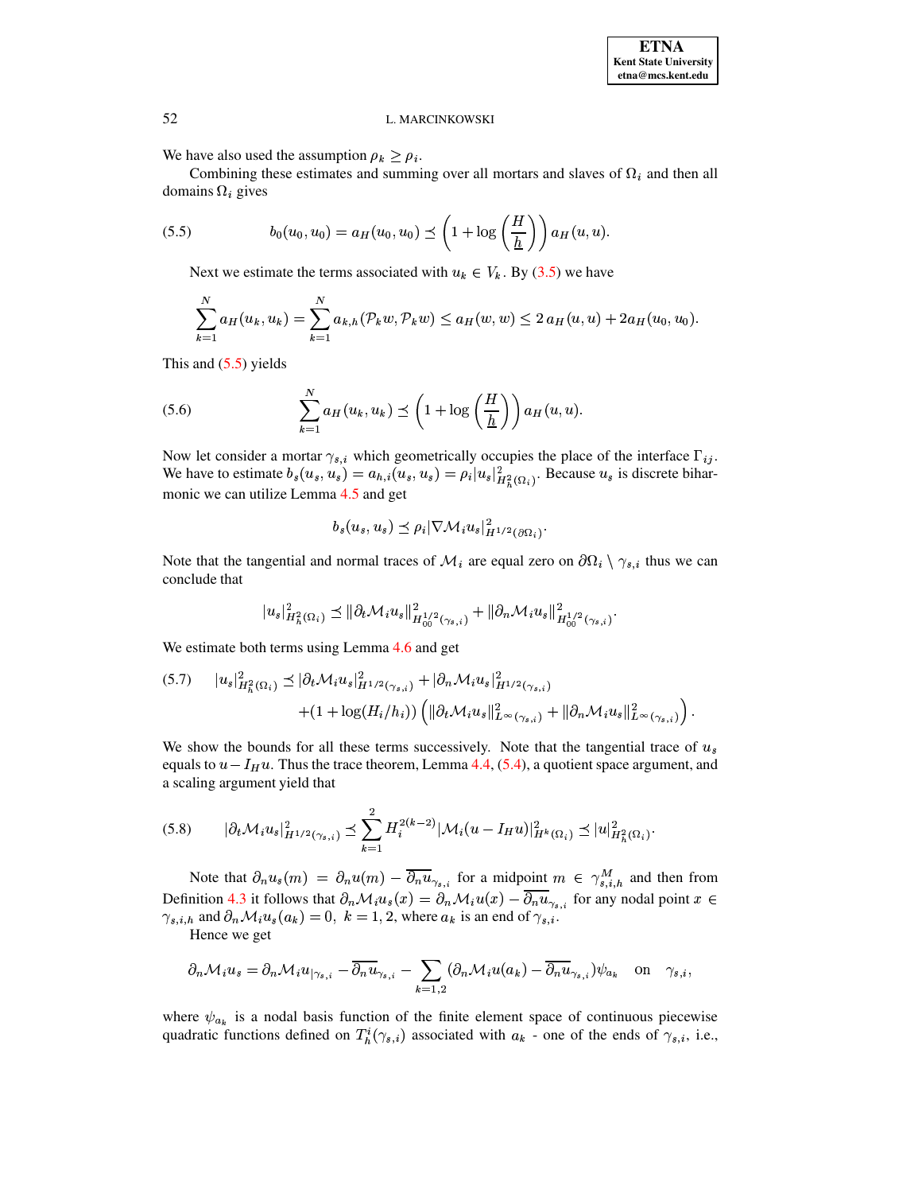We have also used the assumption $\rho_k \geq \rho_i$.

Combining these estimates and summing over all mortars and slaves of $\Omega_i$ and then all domains $\Omega_i$ gives

$$b_0(u_0, u_0) = a_H(u_0, u_0) \preceq \left(1 + \log\left(\frac{H}{\underline{h}}\right)\right) a_H(u, u). \tag{5.5}$$

Next we estimate the terms associated with $u_k \in V_k$. By (3.5) we have

$$\sum_{k=1}^{N} a_H(u_k, u_k) = \sum_{k=1}^{N} a_{k,h}(\mathcal{P}_k w, \mathcal{P}_k w) \leq a_H(w, w) \leq 2\, a_H(u, u) + 2a_H(u_0, u_0).$$

This and (5.5) yields

$$\sum_{k=1}^{N} a_H(u_k, u_k) \preceq \left(1 + \log\left(\frac{H}{\underline{h}}\right)\right) a_H(u, u). \tag{5.6}$$

Now let consider a mortar $\gamma_{s,i}$ which geometrically occupies the place of the interface $\Gamma_{ij}$. We have to estimate $b_s(u_s, u_s) = a_{h,i}(u_s, u_s) = \rho_i |u_s|^2_{H^2_h(\Omega_i)}$. Because $u_s$ is discrete biharmonic we can utilize Lemma 4.5 and get

$$b_s(u_s, u_s) \preceq \rho_i |\nabla \mathcal{M}_i u_s|^2_{H^{1/2}(\partial\Omega_i)}.$$

Note that the tangential and normal traces of $\mathcal{M}_i$ are equal zero on $\partial\Omega_i \setminus \gamma_{s,i}$ thus we can conclude that

$$|u_s|^2_{H^2_h(\Omega_i)} \preceq \|\partial_t \mathcal{M}_i u_s\|^2_{H^{1/2}_{00}(\gamma_{s,i})} + \|\partial_n \mathcal{M}_i u_s\|^2_{H^{1/2}_{00}(\gamma_{s,i})}.$$

We estimate both terms using Lemma 4.6 and get

$$\begin{aligned} |u_s|^2_{H^2_h(\Omega_i)} \preceq\; & |\partial_t \mathcal{M}_i u_s|^2_{H^{1/2}(\gamma_{s,i})} + |\partial_n \mathcal{M}_i u_s|^2_{H^{1/2}(\gamma_{s,i})} \\ & + (1 + \log(H_i/h_i)) \left( \|\partial_t \mathcal{M}_i u_s\|^2_{L^\infty(\gamma_{s,i})} + \|\partial_n \mathcal{M}_i u_s\|^2_{L^\infty(\gamma_{s,i})} \right). \end{aligned} \tag{5.7}$$

We show the bounds for all these terms successively. Note that the tangential trace of $u_s$ equals to $u - I_H u$. Thus the trace theorem, Lemma 4.4, (5.4), a quotient space argument, and a scaling argument yield that

$$|\partial_t \mathcal{M}_i u_s|^2_{H^{1/2}(\gamma_{s,i})} \preceq \sum_{k=1}^{2} H_i^{2(k-2)} |\mathcal{M}_i (u - I_H u)|^2_{H^k(\Omega_i)} \preceq |u|^2_{H^2_h(\Omega_i)}. \tag{5.8}$$

Note that $\partial_n u_s(m) = \partial_n u(m) - \overline{\partial_n u}_{\gamma_{s,i}}$ for a midpoint $m \in \gamma^M_{s,i,h}$ and then from Definition 4.3 it follows that $\partial_n \mathcal{M}_i u_s(x) = \partial_n \mathcal{M}_i u(x) - \overline{\partial_n u}_{\gamma_{s,i}}$ for any nodal point $x \in \gamma_{s,i,h}$ and $\partial_n \mathcal{M}_i u_s(a_k) = 0,\ k = 1, 2$, where $a_k$ is an end of $\gamma_{s,i}$.

Hence we get

$$\partial_n \mathcal{M}_i u_s = \partial_n \mathcal{M}_i u_{|\gamma_{s,i}} - \overline{\partial_n u}_{\gamma_{s,i}} - \sum_{k=1,2} (\partial_n \mathcal{M}_i u(a_k) - \overline{\partial_n u}_{\gamma_{s,i}}) \psi_{a_k} \quad \text{on} \quad \gamma_{s,i},$$

where $\psi_{a_k}$ is a nodal basis function of the finite element space of continuous piecewise quadratic functions defined on $T^i_h(\gamma_{s,i})$ associated with $a_k$ - one of the ends of $\gamma_{s,i}$, i.e.,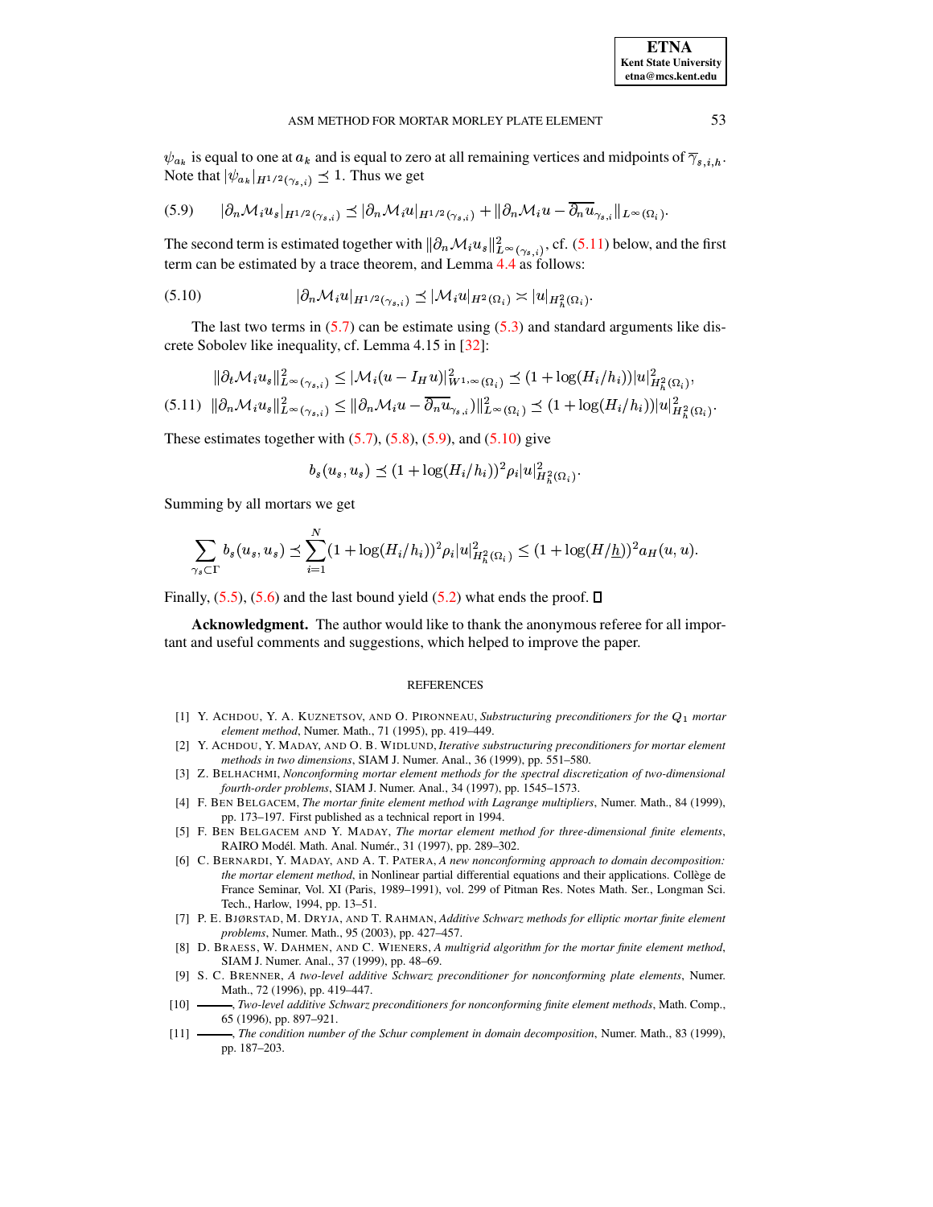$\psi_{a_k}$ is equal to one at $a_k$ and is equal to zero at all remaining vertices and midpoints of $\overline{\gamma}_{s,i,h}$. Note that $|\psi_{a_k}|_{H^{1/2}(\gamma_{s,i})} \preceq 1$. Thus we get

$$|\partial_n \mathcal{M}_i u_s|_{H^{1/2}(\gamma_{s,i})} \preceq |\partial_n \mathcal{M}_i u|_{H^{1/2}(\gamma_{s,i})} + \|\partial_n \mathcal{M}_i u - \overline{\partial_n u}_{\gamma_{s,i}}\|_{L^\infty(\Omega_i)}. \tag{5.9}$$

The second term is estimated together with $\|\partial_n \mathcal{M}_i u_s\|^2_{L^\infty(\gamma_{s,i})}$, cf. (5.11) below, and the first term can be estimated by a trace theorem, and Lemma 4.4 as follows:

$$|\partial_n \mathcal{M}_i u|_{H^{1/2}(\gamma_{s,i})} \preceq |\mathcal{M}_i u|_{H^2(\Omega_i)} \asymp |u|_{H^2_h(\Omega_i)}. \tag{5.10}$$

The last two terms in (5.7) can be estimate using (5.3) and standard arguments like discrete Sobolev like inequality, cf. Lemma 4.15 in [32]:

$$\begin{aligned}
\|\partial_t \mathcal{M}_i u_s\|^2_{L^\infty(\gamma_{s,i})} &\leq |\mathcal{M}_i(u - I_H u)|^2_{W^{1,\infty}(\Omega_i)} \preceq (1 + \log(H_i/h_i))|u|^2_{H^2_h(\Omega_i)}, \\
\|\partial_n \mathcal{M}_i u_s\|^2_{L^\infty(\gamma_{s,i})} &\leq \|\partial_n \mathcal{M}_i u - \overline{\partial_n u}_{\gamma_{s,i}})\|^2_{L^\infty(\Omega_i)} \preceq (1 + \log(H_i/h_i))|u|^2_{H^2_h(\Omega_i)}.
\end{aligned} \tag{5.11}$$

These estimates together with (5.7), (5.8), (5.9), and (5.10) give

$$b_s(u_s, u_s) \preceq (1 + \log(H_i/h_i))^2 \rho_i |u|^2_{H^2_h(\Omega_i)}.$$

Summing by all mortars we get

$$\sum_{\gamma_s \subset \Gamma} b_s(u_s, u_s) \preceq \sum_{i=1}^{N} (1 + \log(H_i/h_i))^2 \rho_i |u|^2_{H^2_h(\Omega_i)} \leq (1 + \log(H/\underline{h}))^2 a_H(u, u).$$

Finally, (5.5), (5.6) and the last bound yield (5.2) what ends the proof. ∎

**Acknowledgment.** The author would like to thank the anonymous referee for all important and useful comments and suggestions, which helped to improve the paper.

## REFERENCES

[1] Y. Achdou, Y. A. Kuznetsov, and O. Pironneau, *Substructuring preconditioners for the $Q_1$ mortar element method*, Numer. Math., 71 (1995), pp. 419–449.

[2] Y. Achdou, Y. Maday, and O. B. Widlund, *Iterative substructuring preconditioners for mortar element methods in two dimensions*, SIAM J. Numer. Anal., 36 (1999), pp. 551–580.

[3] Z. Belhachmi, *Nonconforming mortar element methods for the spectral discretization of two-dimensional fourth-order problems*, SIAM J. Numer. Anal., 34 (1997), pp. 1545–1573.

[4] F. Ben Belgacem, *The mortar finite element method with Lagrange multipliers*, Numer. Math., 84 (1999), pp. 173–197. First published as a technical report in 1994.

[5] F. Ben Belgacem and Y. Maday, *The mortar element method for three-dimensional finite elements*, RAIRO Modél. Math. Anal. Numér., 31 (1997), pp. 289–302.

[6] C. Bernardi, Y. Maday, and A. T. Patera, *A new nonconforming approach to domain decomposition: the mortar element method*, in Nonlinear partial differential equations and their applications. Collège de France Seminar, Vol. XI (Paris, 1989–1991), vol. 299 of Pitman Res. Notes Math. Ser., Longman Sci. Tech., Harlow, 1994, pp. 13–51.

[7] P. E. Bjørstad, M. Dryja, and T. Rahman, *Additive Schwarz methods for elliptic mortar finite element problems*, Numer. Math., 95 (2003), pp. 427–457.

[8] D. Braess, W. Dahmen, and C. Wieners, *A multigrid algorithm for the mortar finite element method*, SIAM J. Numer. Anal., 37 (1999), pp. 48–69.

[9] S. C. Brenner, *A two-level additive Schwarz preconditioner for nonconforming plate elements*, Numer. Math., 72 (1996), pp. 419–447.

[10] ———, *Two-level additive Schwarz preconditioners for nonconforming finite element methods*, Math. Comp., 65 (1996), pp. 897–921.

[11] ———, *The condition number of the Schur complement in domain decomposition*, Numer. Math., 83 (1999), pp. 187–203.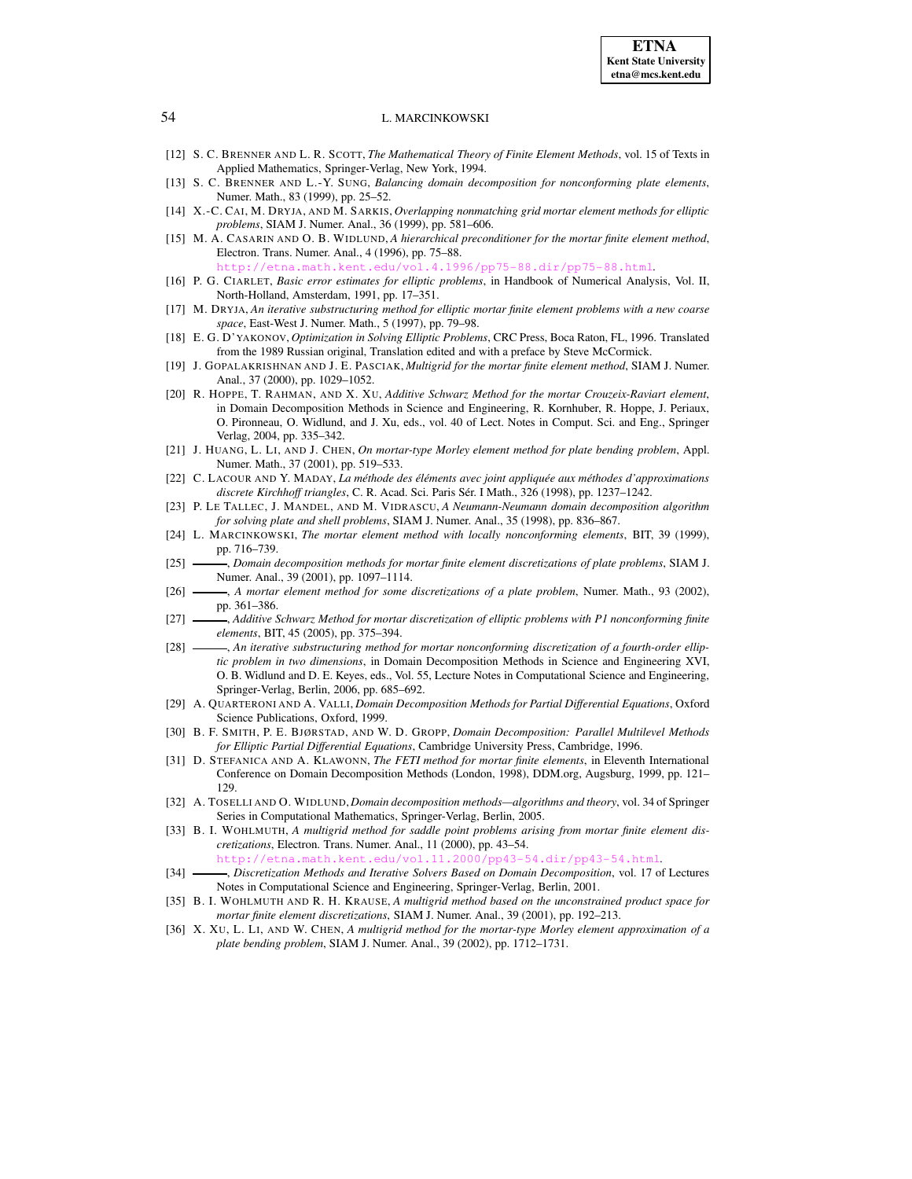[12] S. C. Brenner and L. R. Scott, *The Mathematical Theory of Finite Element Methods*, vol. 15 of Texts in Applied Mathematics, Springer-Verlag, New York, 1994.

[13] S. C. Brenner and L.-Y. Sung, *Balancing domain decomposition for nonconforming plate elements*, Numer. Math., 83 (1999), pp. 25–52.

[14] X.-C. Cai, M. Dryja, and M. Sarkis, *Overlapping nonmatching grid mortar element methods for elliptic problems*, SIAM J. Numer. Anal., 36 (1999), pp. 581–606.

[15] M. A. Casarin and O. B. Widlund, *A hierarchical preconditioner for the mortar finite element method*, Electron. Trans. Numer. Anal., 4 (1996), pp. 75–88. http://etna.math.kent.edu/vol.4.1996/pp75-88.dir/pp75-88.html.

[16] P. G. Ciarlet, *Basic error estimates for elliptic problems*, in Handbook of Numerical Analysis, Vol. II, North-Holland, Amsterdam, 1991, pp. 17–351.

[17] M. Dryja, *An iterative substructuring method for elliptic mortar finite element problems with a new coarse space*, East-West J. Numer. Math., 5 (1997), pp. 79–98.

[18] E. G. D'yakonov, *Optimization in Solving Elliptic Problems*, CRC Press, Boca Raton, FL, 1996. Translated from the 1989 Russian original, Translation edited and with a preface by Steve McCormick.

[19] J. Gopalakrishnan and J. E. Pasciak, *Multigrid for the mortar finite element method*, SIAM J. Numer. Anal., 37 (2000), pp. 1029–1052.

[20] R. Hoppe, T. Rahman, and X. Xu, *Additive Schwarz Method for the mortar Crouzeix-Raviart element*, in Domain Decomposition Methods in Science and Engineering, R. Kornhuber, R. Hoppe, J. Periaux, O. Pironneau, O. Widlund, and J. Xu, eds., vol. 40 of Lect. Notes in Comput. Sci. and Eng., Springer Verlag, 2004, pp. 335–342.

[21] J. Huang, L. Li, and J. Chen, *On mortar-type Morley element method for plate bending problem*, Appl. Numer. Math., 37 (2001), pp. 519–533.

[22] C. Lacour and Y. Maday, *La méthode des éléments avec joint appliquée aux méthodes d'approximations discrete Kirchhoff triangles*, C. R. Acad. Sci. Paris Sér. I Math., 326 (1998), pp. 1237–1242.

[23] P. Le Tallec, J. Mandel, and M. Vidrascu, *A Neumann-Neumann domain decomposition algorithm for solving plate and shell problems*, SIAM J. Numer. Anal., 35 (1998), pp. 836–867.

[24] L. Marcinkowski, *The mortar element method with locally nonconforming elements*, BIT, 39 (1999), pp. 716–739.

[25] ———, *Domain decomposition methods for mortar finite element discretizations of plate problems*, SIAM J. Numer. Anal., 39 (2001), pp. 1097–1114.

[26] ———, *A mortar element method for some discretizations of a plate problem*, Numer. Math., 93 (2002), pp. 361–386.

[27] ———, *Additive Schwarz Method for mortar discretization of elliptic problems with P1 nonconforming finite elements*, BIT, 45 (2005), pp. 375–394.

[28] ———, *An iterative substructuring method for mortar nonconforming discretization of a fourth-order elliptic problem in two dimensions*, in Domain Decomposition Methods in Science and Engineering XVI, O. B. Widlund and D. E. Keyes, eds., Vol. 55, Lecture Notes in Computational Science and Engineering, Springer-Verlag, Berlin, 2006, pp. 685–692.

[29] A. Quarteroni and A. Valli, *Domain Decomposition Methods for Partial Differential Equations*, Oxford Science Publications, Oxford, 1999.

[30] B. F. Smith, P. E. Bjørstad, and W. D. Gropp, *Domain Decomposition: Parallel Multilevel Methods for Elliptic Partial Differential Equations*, Cambridge University Press, Cambridge, 1996.

[31] D. Stefanica and A. Klawonn, *The FETI method for mortar finite elements*, in Eleventh International Conference on Domain Decomposition Methods (London, 1998), DDM.org, Augsburg, 1999, pp. 121–129.

[32] A. Toselli and O. Widlund, *Domain decomposition methods—algorithms and theory*, vol. 34 of Springer Series in Computational Mathematics, Springer-Verlag, Berlin, 2005.

[33] B. I. Wohlmuth, *A multigrid method for saddle point problems arising from mortar finite element discretizations*, Electron. Trans. Numer. Anal., 11 (2000), pp. 43–54. http://etna.math.kent.edu/vol.11.2000/pp43-54.dir/pp43-54.html.

[34] ———, *Discretization Methods and Iterative Solvers Based on Domain Decomposition*, vol. 17 of Lectures Notes in Computational Science and Engineering, Springer-Verlag, Berlin, 2001.

[35] B. I. Wohlmuth and R. H. Krause, *A multigrid method based on the unconstrained product space for mortar finite element discretizations*, SIAM J. Numer. Anal., 39 (2001), pp. 192–213.

[36] X. Xu, L. Li, and W. Chen, *A multigrid method for the mortar-type Morley element approximation of a plate bending problem*, SIAM J. Numer. Anal., 39 (2002), pp. 1712–1731.